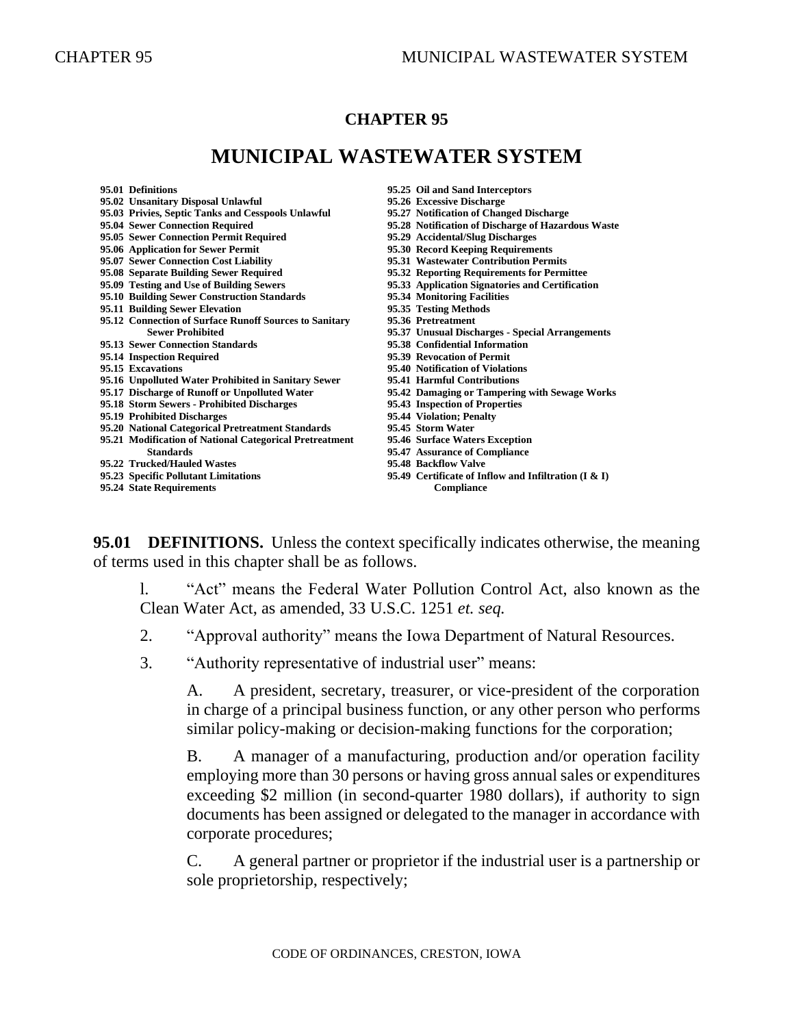# CHAPTER 95

# MUNICIPAL WASTEWATER SYSTEM

**95.01 Definitions**
**95.02 Unsanitary Disposal Unlawful**
**95.03 Privies, Septic Tanks and Cesspools Unlawful**
**95.04 Sewer Connection Required**
**95.05 Sewer Connection Permit Required**
**95.06 Application for Sewer Permit**
**95.07 Sewer Connection Cost Liability**
**95.08 Separate Building Sewer Required**
**95.09 Testing and Use of Building Sewers**
**95.10 Building Sewer Construction Standards**
**95.11 Building Sewer Elevation**
**95.12 Connection of Surface Runoff Sources to Sanitary Sewer Prohibited**
**95.13 Sewer Connection Standards**
**95.14 Inspection Required**
**95.15 Excavations**
**95.16 Unpolluted Water Prohibited in Sanitary Sewer**
**95.17 Discharge of Runoff or Unpolluted Water**
**95.18 Storm Sewers - Prohibited Discharges**
**95.19 Prohibited Discharges**
**95.20 National Categorical Pretreatment Standards**
**95.21 Modification of National Categorical Pretreatment Standards**
**95.22 Trucked/Hauled Wastes**
**95.23 Specific Pollutant Limitations**
**95.24 State Requirements**
**95.25 Oil and Sand Interceptors**
**95.26 Excessive Discharge**
**95.27 Notification of Changed Discharge**
**95.28 Notification of Discharge of Hazardous Waste**
**95.29 Accidental/Slug Discharges**
**95.30 Record Keeping Requirements**
**95.31 Wastewater Contribution Permits**
**95.32 Reporting Requirements for Permittee**
**95.33 Application Signatories and Certification**
**95.34 Monitoring Facilities**
**95.35 Testing Methods**
**95.36 Pretreatment**
**95.37 Unusual Discharges - Special Arrangements**
**95.38 Confidential Information**
**95.39 Revocation of Permit**
**95.40 Notification of Violations**
**95.41 Harmful Contributions**
**95.42 Damaging or Tampering with Sewage Works**
**95.43 Inspection of Properties**
**95.44 Violation; Penalty**
**95.45 Storm Water**
**95.46 Surface Waters Exception**
**95.47 Assurance of Compliance**
**95.48 Backflow Valve**
**95.49 Certificate of Inflow and Infiltration (I & I) Compliance**

**95.01 DEFINITIONS.** Unless the context specifically indicates otherwise, the meaning of terms used in this chapter shall be as follows.

1. "Act" means the Federal Water Pollution Control Act, also known as the Clean Water Act, as amended, 33 U.S.C. 1251 *et. seq.*

2. "Approval authority" means the Iowa Department of Natural Resources.

3. "Authority representative of industrial user" means:

   A. A president, secretary, treasurer, or vice-president of the corporation in charge of a principal business function, or any other person who performs similar policy-making or decision-making functions for the corporation;

   B. A manager of a manufacturing, production and/or operation facility employing more than 30 persons or having gross annual sales or expenditures exceeding $2 million (in second-quarter 1980 dollars), if authority to sign documents has been assigned or delegated to the manager in accordance with corporate procedures;

   C. A general partner or proprietor if the industrial user is a partnership or sole proprietorship, respectively;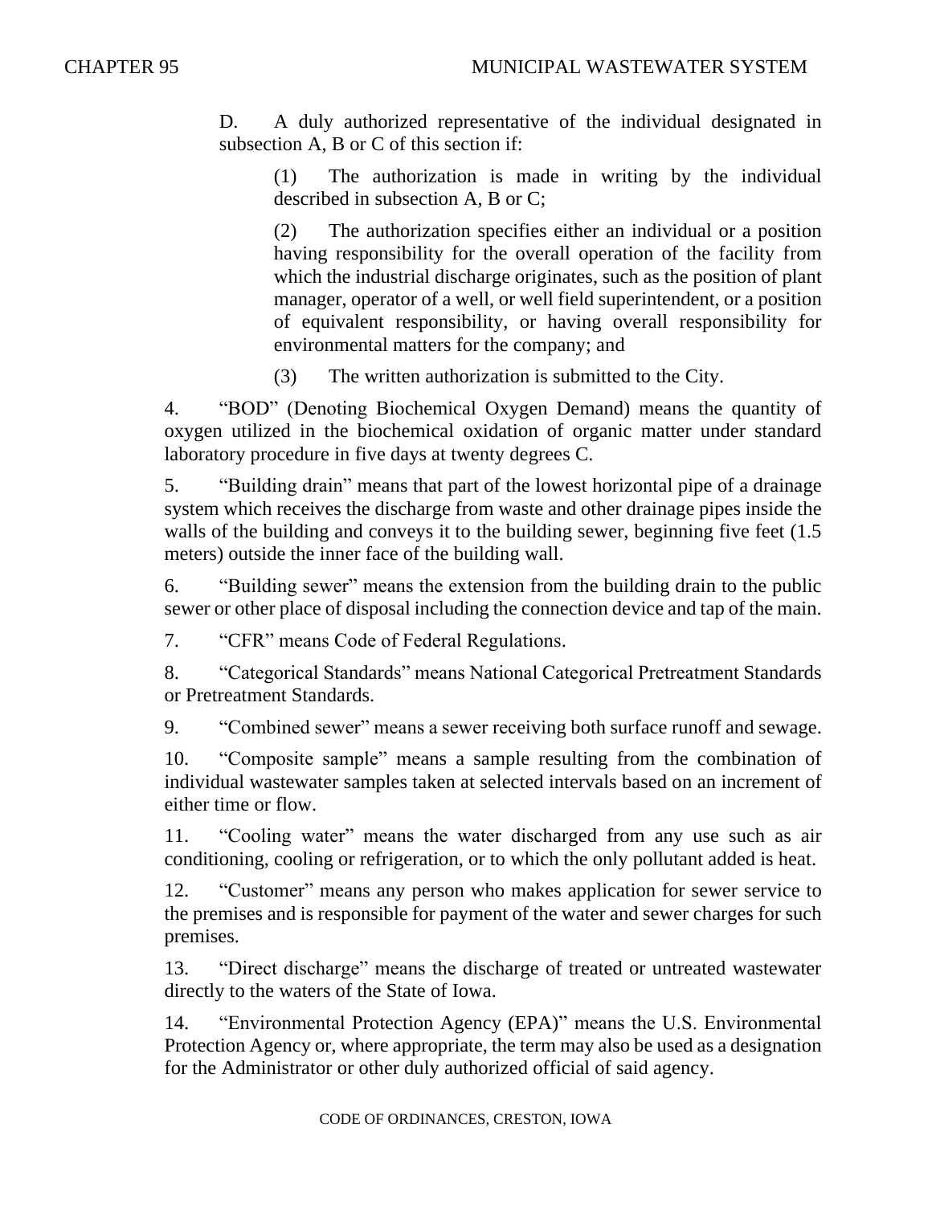D. A duly authorized representative of the individual designated in subsection A, B or C of this section if:

(1) The authorization is made in writing by the individual described in subsection A, B or C;

(2) The authorization specifies either an individual or a position having responsibility for the overall operation of the facility from which the industrial discharge originates, such as the position of plant manager, operator of a well, or well field superintendent, or a position of equivalent responsibility, or having overall responsibility for environmental matters for the company; and

(3) The written authorization is submitted to the City.

4. "BOD" (Denoting Biochemical Oxygen Demand) means the quantity of oxygen utilized in the biochemical oxidation of organic matter under standard laboratory procedure in five days at twenty degrees C.

5. "Building drain" means that part of the lowest horizontal pipe of a drainage system which receives the discharge from waste and other drainage pipes inside the walls of the building and conveys it to the building sewer, beginning five feet (1.5 meters) outside the inner face of the building wall.

6. "Building sewer" means the extension from the building drain to the public sewer or other place of disposal including the connection device and tap of the main.

7. "CFR" means Code of Federal Regulations.

8. "Categorical Standards" means National Categorical Pretreatment Standards or Pretreatment Standards.

9. "Combined sewer" means a sewer receiving both surface runoff and sewage.

10. "Composite sample" means a sample resulting from the combination of individual wastewater samples taken at selected intervals based on an increment of either time or flow.

11. "Cooling water" means the water discharged from any use such as air conditioning, cooling or refrigeration, or to which the only pollutant added is heat.

12. "Customer" means any person who makes application for sewer service to the premises and is responsible for payment of the water and sewer charges for such premises.

13. "Direct discharge" means the discharge of treated or untreated wastewater directly to the waters of the State of Iowa.

14. "Environmental Protection Agency (EPA)" means the U.S. Environmental Protection Agency or, where appropriate, the term may also be used as a designation for the Administrator or other duly authorized official of said agency.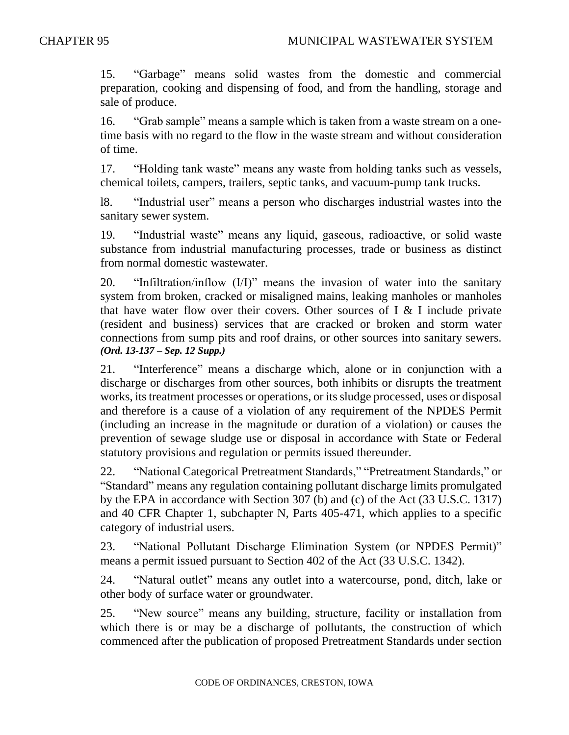15. “Garbage” means solid wastes from the domestic and commercial preparation, cooking and dispensing of food, and from the handling, storage and sale of produce.

16. “Grab sample” means a sample which is taken from a waste stream on a one-time basis with no regard to the flow in the waste stream and without consideration of time.

17. “Holding tank waste” means any waste from holding tanks such as vessels, chemical toilets, campers, trailers, septic tanks, and vacuum-pump tank trucks.

l8. “Industrial user” means a person who discharges industrial wastes into the sanitary sewer system.

19. “Industrial waste” means any liquid, gaseous, radioactive, or solid waste substance from industrial manufacturing processes, trade or business as distinct from normal domestic wastewater.

20. “Infiltration/inflow (I/I)” means the invasion of water into the sanitary system from broken, cracked or misaligned mains, leaking manholes or manholes that have water flow over their covers. Other sources of I & I include private (resident and business) services that are cracked or broken and storm water connections from sump pits and roof drains, or other sources into sanitary sewers. ***(Ord. 13-137 – Sep. 12 Supp.)***

21. “Interference” means a discharge which, alone or in conjunction with a discharge or discharges from other sources, both inhibits or disrupts the treatment works, its treatment processes or operations, or its sludge processed, uses or disposal and therefore is a cause of a violation of any requirement of the NPDES Permit (including an increase in the magnitude or duration of a violation) or causes the prevention of sewage sludge use or disposal in accordance with State or Federal statutory provisions and regulation or permits issued thereunder.

22. “National Categorical Pretreatment Standards,” “Pretreatment Standards,” or “Standard” means any regulation containing pollutant discharge limits promulgated by the EPA in accordance with Section 307 (b) and (c) of the Act (33 U.S.C. 1317) and 40 CFR Chapter 1, subchapter N, Parts 405-471, which applies to a specific category of industrial users.

23. “National Pollutant Discharge Elimination System (or NPDES Permit)” means a permit issued pursuant to Section 402 of the Act (33 U.S.C. 1342).

24. “Natural outlet” means any outlet into a watercourse, pond, ditch, lake or other body of surface water or groundwater.

25. “New source” means any building, structure, facility or installation from which there is or may be a discharge of pollutants, the construction of which commenced after the publication of proposed Pretreatment Standards under section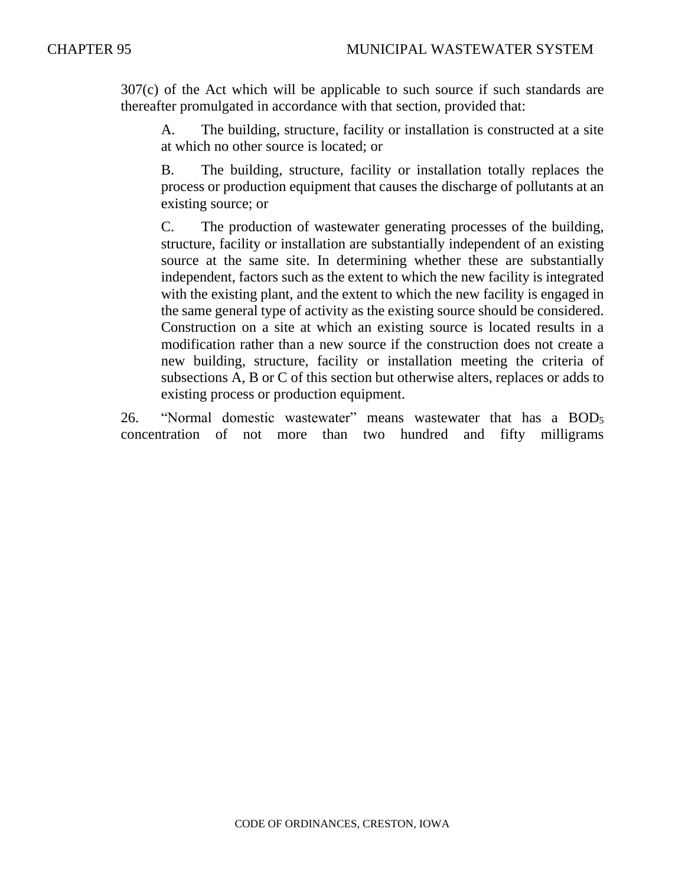307(c) of the Act which will be applicable to such source if such standards are thereafter promulgated in accordance with that section, provided that:

A. The building, structure, facility or installation is constructed at a site at which no other source is located; or

B. The building, structure, facility or installation totally replaces the process or production equipment that causes the discharge of pollutants at an existing source; or

C. The production of wastewater generating processes of the building, structure, facility or installation are substantially independent of an existing source at the same site. In determining whether these are substantially independent, factors such as the extent to which the new facility is integrated with the existing plant, and the extent to which the new facility is engaged in the same general type of activity as the existing source should be considered. Construction on a site at which an existing source is located results in a modification rather than a new source if the construction does not create a new building, structure, facility or installation meeting the criteria of subsections A, B or C of this section but otherwise alters, replaces or adds to existing process or production equipment.

26. "Normal domestic wastewater" means wastewater that has a $BOD_5$ concentration of not more than two hundred and fifty milligrams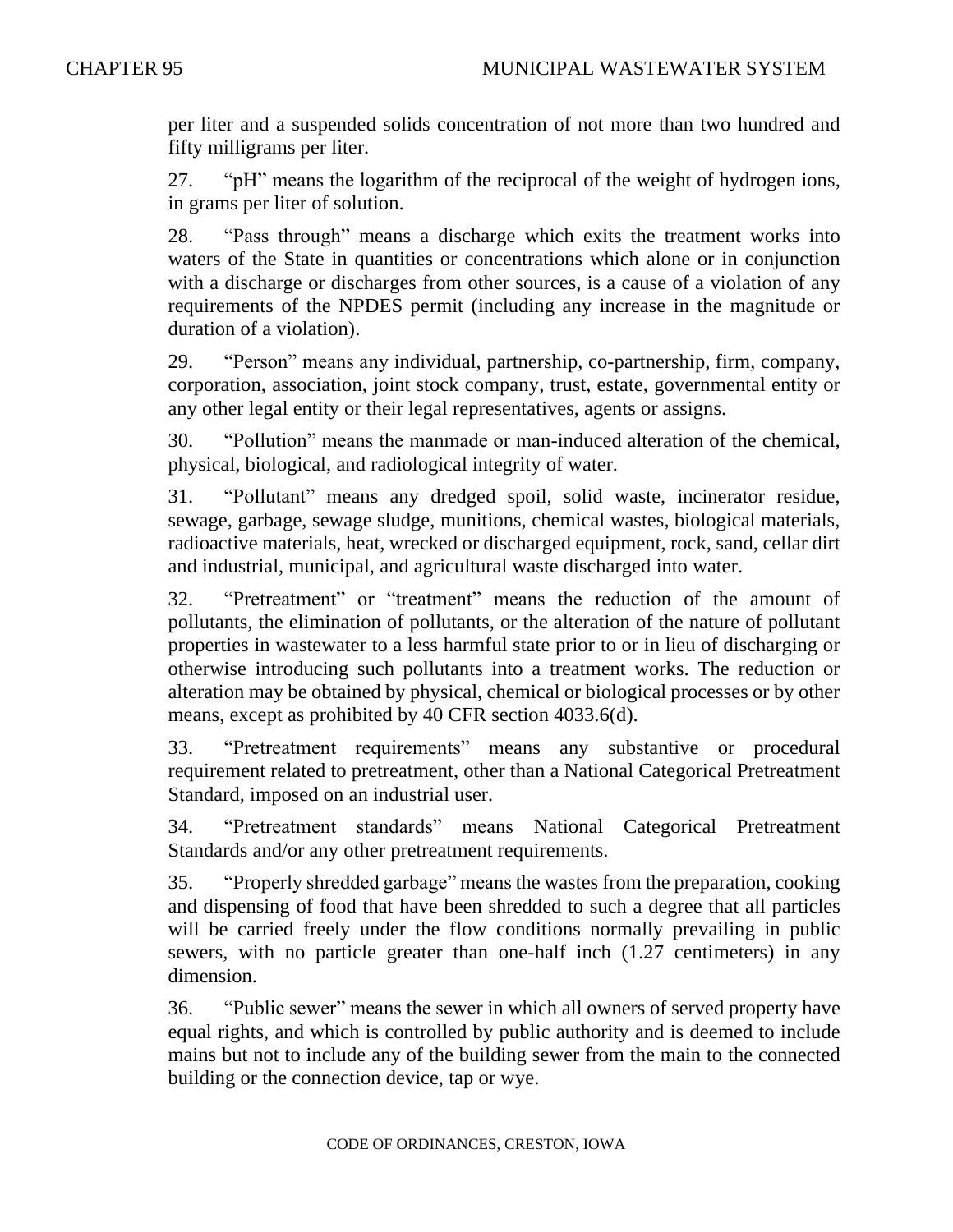per liter and a suspended solids concentration of not more than two hundred and fifty milligrams per liter.

27. “pH” means the logarithm of the reciprocal of the weight of hydrogen ions, in grams per liter of solution.

28. “Pass through” means a discharge which exits the treatment works into waters of the State in quantities or concentrations which alone or in conjunction with a discharge or discharges from other sources, is a cause of a violation of any requirements of the NPDES permit (including any increase in the magnitude or duration of a violation).

29. “Person” means any individual, partnership, co-partnership, firm, company, corporation, association, joint stock company, trust, estate, governmental entity or any other legal entity or their legal representatives, agents or assigns.

30. “Pollution” means the manmade or man-induced alteration of the chemical, physical, biological, and radiological integrity of water.

31. “Pollutant” means any dredged spoil, solid waste, incinerator residue, sewage, garbage, sewage sludge, munitions, chemical wastes, biological materials, radioactive materials, heat, wrecked or discharged equipment, rock, sand, cellar dirt and industrial, municipal, and agricultural waste discharged into water.

32. “Pretreatment” or “treatment” means the reduction of the amount of pollutants, the elimination of pollutants, or the alteration of the nature of pollutant properties in wastewater to a less harmful state prior to or in lieu of discharging or otherwise introducing such pollutants into a treatment works. The reduction or alteration may be obtained by physical, chemical or biological processes or by other means, except as prohibited by 40 CFR section 4033.6(d).

33. “Pretreatment requirements” means any substantive or procedural requirement related to pretreatment, other than a National Categorical Pretreatment Standard, imposed on an industrial user.

34. “Pretreatment standards” means National Categorical Pretreatment Standards and/or any other pretreatment requirements.

35. “Properly shredded garbage” means the wastes from the preparation, cooking and dispensing of food that have been shredded to such a degree that all particles will be carried freely under the flow conditions normally prevailing in public sewers, with no particle greater than one-half inch (1.27 centimeters) in any dimension.

36. “Public sewer” means the sewer in which all owners of served property have equal rights, and which is controlled by public authority and is deemed to include mains but not to include any of the building sewer from the main to the connected building or the connection device, tap or wye.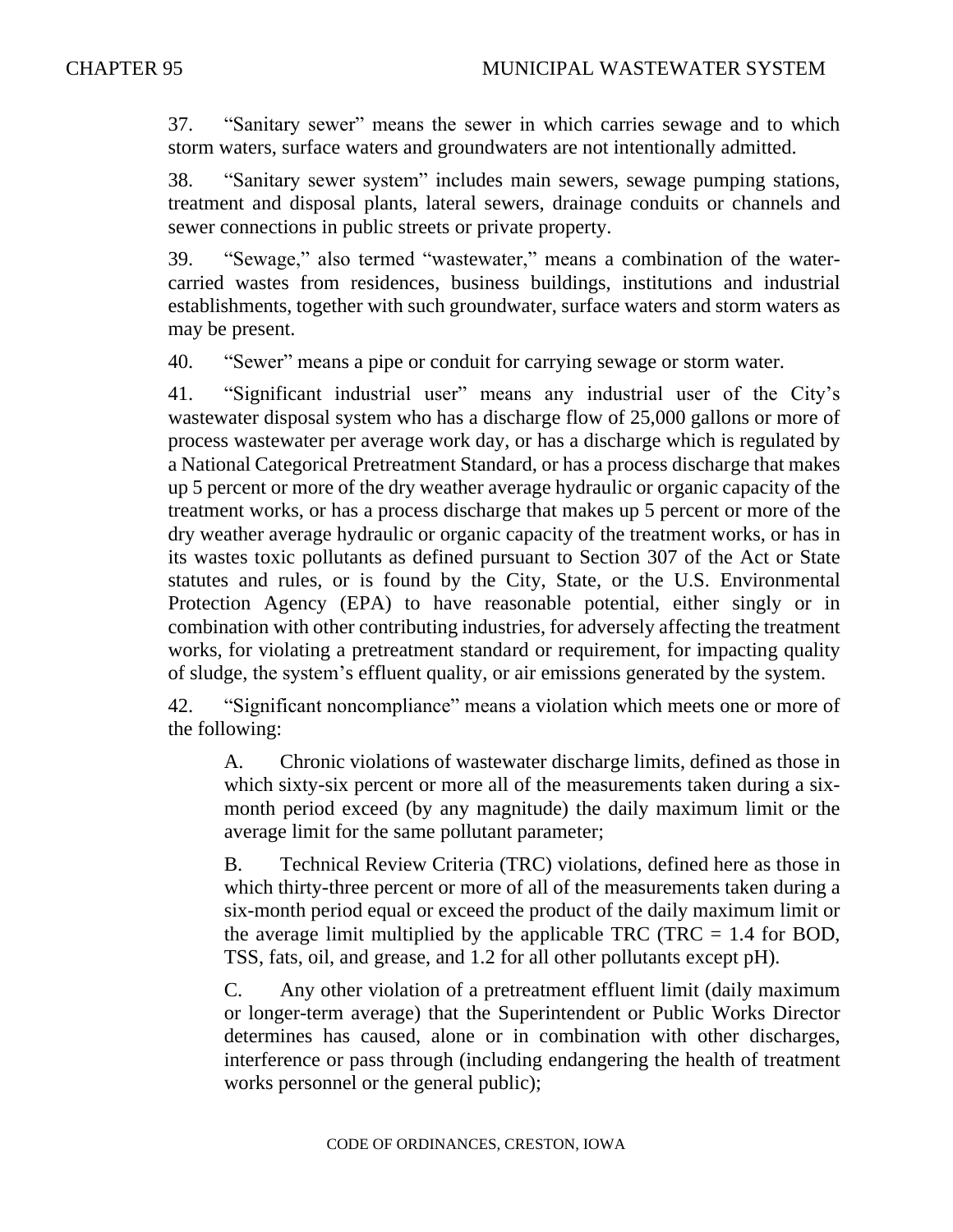37. "Sanitary sewer" means the sewer in which carries sewage and to which storm waters, surface waters and groundwaters are not intentionally admitted.

38. "Sanitary sewer system" includes main sewers, sewage pumping stations, treatment and disposal plants, lateral sewers, drainage conduits or channels and sewer connections in public streets or private property.

39. "Sewage," also termed "wastewater," means a combination of the water-carried wastes from residences, business buildings, institutions and industrial establishments, together with such groundwater, surface waters and storm waters as may be present.

40. "Sewer" means a pipe or conduit for carrying sewage or storm water.

41. "Significant industrial user" means any industrial user of the City's wastewater disposal system who has a discharge flow of 25,000 gallons or more of process wastewater per average work day, or has a discharge which is regulated by a National Categorical Pretreatment Standard, or has a process discharge that makes up 5 percent or more of the dry weather average hydraulic or organic capacity of the treatment works, or has a process discharge that makes up 5 percent or more of the dry weather average hydraulic or organic capacity of the treatment works, or has in its wastes toxic pollutants as defined pursuant to Section 307 of the Act or State statutes and rules, or is found by the City, State, or the U.S. Environmental Protection Agency (EPA) to have reasonable potential, either singly or in combination with other contributing industries, for adversely affecting the treatment works, for violating a pretreatment standard or requirement, for impacting quality of sludge, the system's effluent quality, or air emissions generated by the system.

42. "Significant noncompliance" means a violation which meets one or more of the following:

A. Chronic violations of wastewater discharge limits, defined as those in which sixty-six percent or more all of the measurements taken during a six-month period exceed (by any magnitude) the daily maximum limit or the average limit for the same pollutant parameter;

B. Technical Review Criteria (TRC) violations, defined here as those in which thirty-three percent or more of all of the measurements taken during a six-month period equal or exceed the product of the daily maximum limit or the average limit multiplied by the applicable TRC (TRC = 1.4 for BOD, TSS, fats, oil, and grease, and 1.2 for all other pollutants except pH).

C. Any other violation of a pretreatment effluent limit (daily maximum or longer-term average) that the Superintendent or Public Works Director determines has caused, alone or in combination with other discharges, interference or pass through (including endangering the health of treatment works personnel or the general public);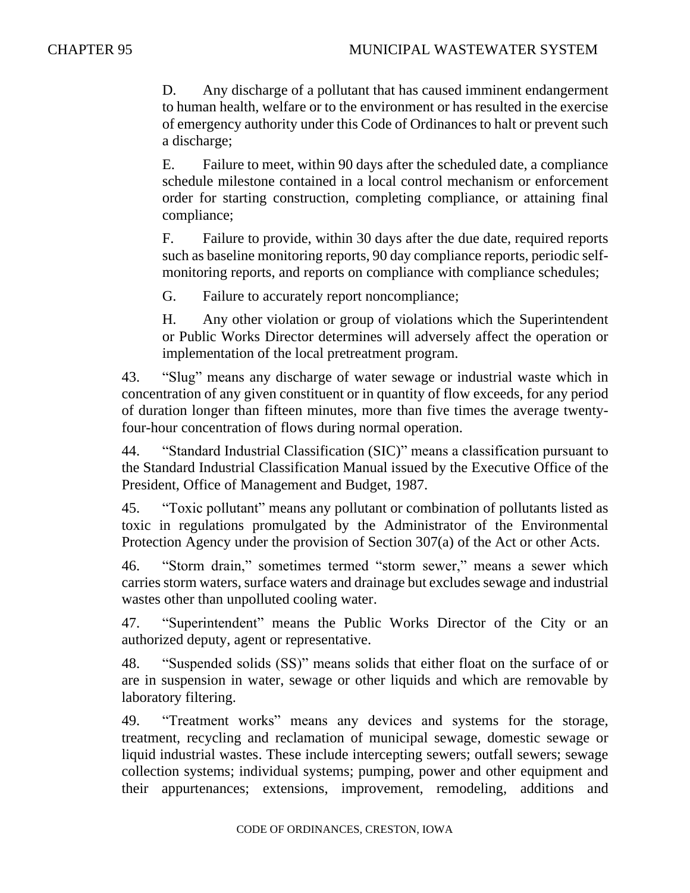D. Any discharge of a pollutant that has caused imminent endangerment to human health, welfare or to the environment or has resulted in the exercise of emergency authority under this Code of Ordinances to halt or prevent such a discharge;

E. Failure to meet, within 90 days after the scheduled date, a compliance schedule milestone contained in a local control mechanism or enforcement order for starting construction, completing compliance, or attaining final compliance;

F. Failure to provide, within 30 days after the due date, required reports such as baseline monitoring reports, 90 day compliance reports, periodic self-monitoring reports, and reports on compliance with compliance schedules;

G. Failure to accurately report noncompliance;

H. Any other violation or group of violations which the Superintendent or Public Works Director determines will adversely affect the operation or implementation of the local pretreatment program.

43. "Slug" means any discharge of water sewage or industrial waste which in concentration of any given constituent or in quantity of flow exceeds, for any period of duration longer than fifteen minutes, more than five times the average twenty-four-hour concentration of flows during normal operation.

44. "Standard Industrial Classification (SIC)" means a classification pursuant to the Standard Industrial Classification Manual issued by the Executive Office of the President, Office of Management and Budget, 1987.

45. "Toxic pollutant" means any pollutant or combination of pollutants listed as toxic in regulations promulgated by the Administrator of the Environmental Protection Agency under the provision of Section 307(a) of the Act or other Acts.

46. "Storm drain," sometimes termed "storm sewer," means a sewer which carries storm waters, surface waters and drainage but excludes sewage and industrial wastes other than unpolluted cooling water.

47. "Superintendent" means the Public Works Director of the City or an authorized deputy, agent or representative.

48. "Suspended solids (SS)" means solids that either float on the surface of or are in suspension in water, sewage or other liquids and which are removable by laboratory filtering.

49. "Treatment works" means any devices and systems for the storage, treatment, recycling and reclamation of municipal sewage, domestic sewage or liquid industrial wastes. These include intercepting sewers; outfall sewers; sewage collection systems; individual systems; pumping, power and other equipment and their appurtenances; extensions, improvement, remodeling, additions and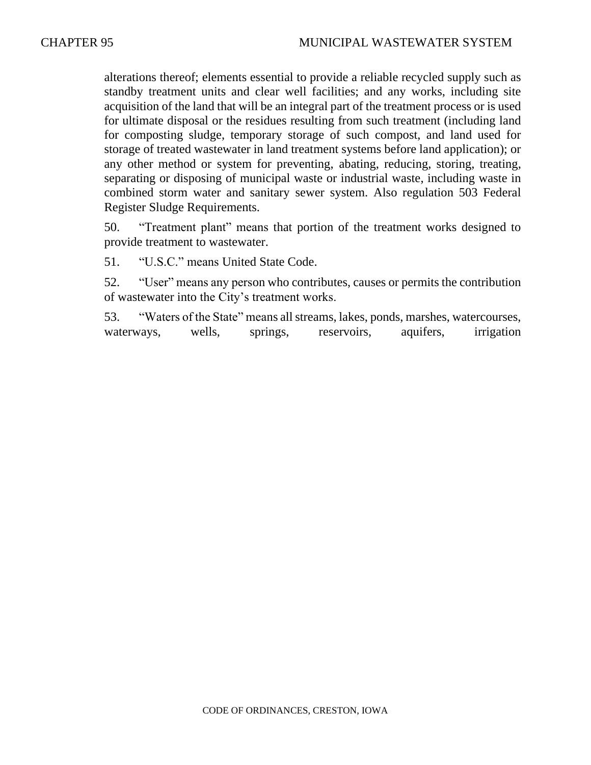alterations thereof; elements essential to provide a reliable recycled supply such as standby treatment units and clear well facilities; and any works, including site acquisition of the land that will be an integral part of the treatment process or is used for ultimate disposal or the residues resulting from such treatment (including land for composting sludge, temporary storage of such compost, and land used for storage of treated wastewater in land treatment systems before land application); or any other method or system for preventing, abating, reducing, storing, treating, separating or disposing of municipal waste or industrial waste, including waste in combined storm water and sanitary sewer system. Also regulation 503 Federal Register Sludge Requirements.

50. "Treatment plant" means that portion of the treatment works designed to provide treatment to wastewater.

51. "U.S.C." means United State Code.

52. "User" means any person who contributes, causes or permits the contribution of wastewater into the City's treatment works.

53. "Waters of the State" means all streams, lakes, ponds, marshes, watercourses, waterways, wells, springs, reservoirs, aquifers, irrigation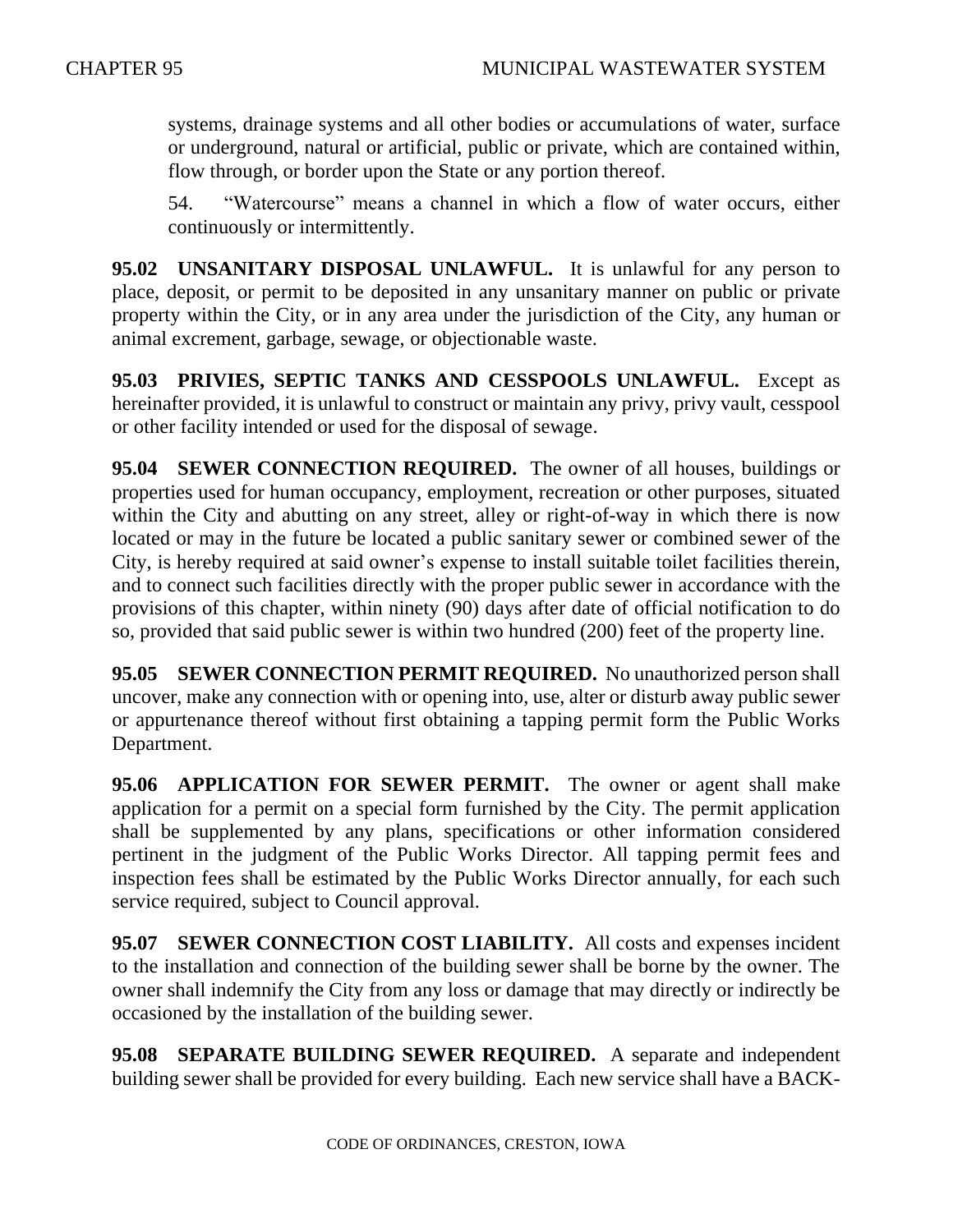systems, drainage systems and all other bodies or accumulations of water, surface or underground, natural or artificial, public or private, which are contained within, flow through, or border upon the State or any portion thereof.

54. "Watercourse" means a channel in which a flow of water occurs, either continuously or intermittently.

**95.02 UNSANITARY DISPOSAL UNLAWFUL.** It is unlawful for any person to place, deposit, or permit to be deposited in any unsanitary manner on public or private property within the City, or in any area under the jurisdiction of the City, any human or animal excrement, garbage, sewage, or objectionable waste.

**95.03 PRIVIES, SEPTIC TANKS AND CESSPOOLS UNLAWFUL.** Except as hereinafter provided, it is unlawful to construct or maintain any privy, privy vault, cesspool or other facility intended or used for the disposal of sewage.

**95.04 SEWER CONNECTION REQUIRED.** The owner of all houses, buildings or properties used for human occupancy, employment, recreation or other purposes, situated within the City and abutting on any street, alley or right-of-way in which there is now located or may in the future be located a public sanitary sewer or combined sewer of the City, is hereby required at said owner's expense to install suitable toilet facilities therein, and to connect such facilities directly with the proper public sewer in accordance with the provisions of this chapter, within ninety (90) days after date of official notification to do so, provided that said public sewer is within two hundred (200) feet of the property line.

**95.05 SEWER CONNECTION PERMIT REQUIRED.** No unauthorized person shall uncover, make any connection with or opening into, use, alter or disturb away public sewer or appurtenance thereof without first obtaining a tapping permit form the Public Works Department.

**95.06 APPLICATION FOR SEWER PERMIT.** The owner or agent shall make application for a permit on a special form furnished by the City. The permit application shall be supplemented by any plans, specifications or other information considered pertinent in the judgment of the Public Works Director. All tapping permit fees and inspection fees shall be estimated by the Public Works Director annually, for each such service required, subject to Council approval.

**95.07 SEWER CONNECTION COST LIABILITY.** All costs and expenses incident to the installation and connection of the building sewer shall be borne by the owner. The owner shall indemnify the City from any loss or damage that may directly or indirectly be occasioned by the installation of the building sewer.

**95.08 SEPARATE BUILDING SEWER REQUIRED.** A separate and independent building sewer shall be provided for every building. Each new service shall have a BACK-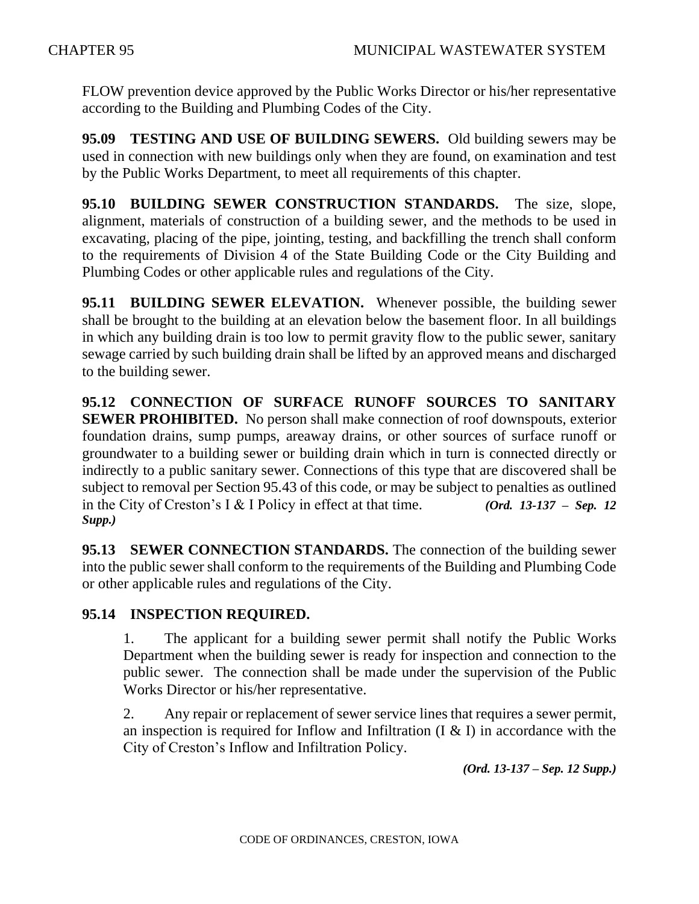FLOW prevention device approved by the Public Works Director or his/her representative according to the Building and Plumbing Codes of the City.

**95.09 TESTING AND USE OF BUILDING SEWERS.** Old building sewers may be used in connection with new buildings only when they are found, on examination and test by the Public Works Department, to meet all requirements of this chapter.

**95.10 BUILDING SEWER CONSTRUCTION STANDARDS.** The size, slope, alignment, materials of construction of a building sewer, and the methods to be used in excavating, placing of the pipe, jointing, testing, and backfilling the trench shall conform to the requirements of Division 4 of the State Building Code or the City Building and Plumbing Codes or other applicable rules and regulations of the City.

**95.11 BUILDING SEWER ELEVATION.** Whenever possible, the building sewer shall be brought to the building at an elevation below the basement floor. In all buildings in which any building drain is too low to permit gravity flow to the public sewer, sanitary sewage carried by such building drain shall be lifted by an approved means and discharged to the building sewer.

**95.12 CONNECTION OF SURFACE RUNOFF SOURCES TO SANITARY SEWER PROHIBITED.** No person shall make connection of roof downspouts, exterior foundation drains, sump pumps, areaway drains, or other sources of surface runoff or groundwater to a building sewer or building drain which in turn is connected directly or indirectly to a public sanitary sewer. Connections of this type that are discovered shall be subject to removal per Section 95.43 of this code, or may be subject to penalties as outlined in the City of Creston's I & I Policy in effect at that time. ***(Ord. 13-137 – Sep. 12 Supp.)***

**95.13 SEWER CONNECTION STANDARDS.** The connection of the building sewer into the public sewer shall conform to the requirements of the Building and Plumbing Code or other applicable rules and regulations of the City.

**95.14 INSPECTION REQUIRED.**

1. The applicant for a building sewer permit shall notify the Public Works Department when the building sewer is ready for inspection and connection to the public sewer. The connection shall be made under the supervision of the Public Works Director or his/her representative.

2. Any repair or replacement of sewer service lines that requires a sewer permit, an inspection is required for Inflow and Infiltration (I & I) in accordance with the City of Creston's Inflow and Infiltration Policy.

***(Ord. 13-137 – Sep. 12 Supp.)***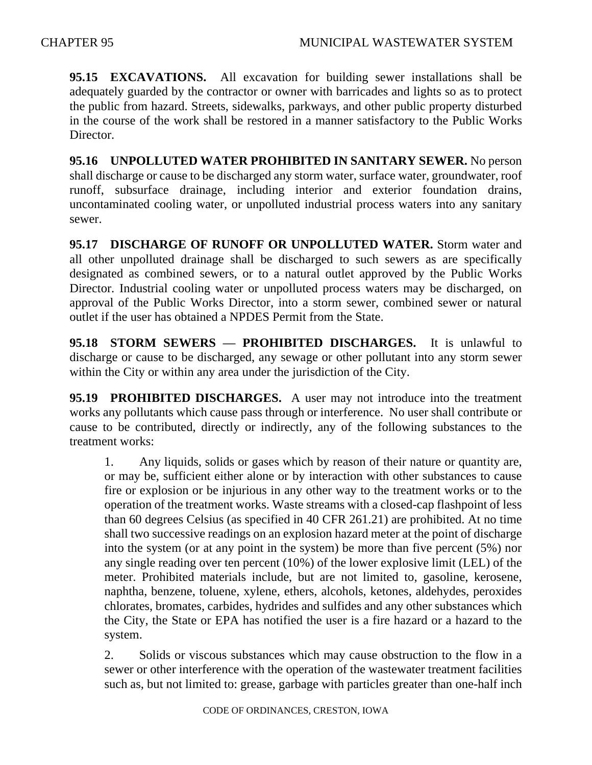**95.15 EXCAVATIONS.** All excavation for building sewer installations shall be adequately guarded by the contractor or owner with barricades and lights so as to protect the public from hazard. Streets, sidewalks, parkways, and other public property disturbed in the course of the work shall be restored in a manner satisfactory to the Public Works Director.

**95.16 UNPOLLUTED WATER PROHIBITED IN SANITARY SEWER.** No person shall discharge or cause to be discharged any storm water, surface water, groundwater, roof runoff, subsurface drainage, including interior and exterior foundation drains, uncontaminated cooling water, or unpolluted industrial process waters into any sanitary sewer.

**95.17 DISCHARGE OF RUNOFF OR UNPOLLUTED WATER.** Storm water and all other unpolluted drainage shall be discharged to such sewers as are specifically designated as combined sewers, or to a natural outlet approved by the Public Works Director. Industrial cooling water or unpolluted process waters may be discharged, on approval of the Public Works Director, into a storm sewer, combined sewer or natural outlet if the user has obtained a NPDES Permit from the State.

**95.18 STORM SEWERS — PROHIBITED DISCHARGES.** It is unlawful to discharge or cause to be discharged, any sewage or other pollutant into any storm sewer within the City or within any area under the jurisdiction of the City.

**95.19 PROHIBITED DISCHARGES.** A user may not introduce into the treatment works any pollutants which cause pass through or interference. No user shall contribute or cause to be contributed, directly or indirectly, any of the following substances to the treatment works:

1. Any liquids, solids or gases which by reason of their nature or quantity are, or may be, sufficient either alone or by interaction with other substances to cause fire or explosion or be injurious in any other way to the treatment works or to the operation of the treatment works. Waste streams with a closed-cap flashpoint of less than 60 degrees Celsius (as specified in 40 CFR 261.21) are prohibited. At no time shall two successive readings on an explosion hazard meter at the point of discharge into the system (or at any point in the system) be more than five percent (5%) nor any single reading over ten percent (10%) of the lower explosive limit (LEL) of the meter. Prohibited materials include, but are not limited to, gasoline, kerosene, naphtha, benzene, toluene, xylene, ethers, alcohols, ketones, aldehydes, peroxides chlorates, bromates, carbides, hydrides and sulfides and any other substances which the City, the State or EPA has notified the user is a fire hazard or a hazard to the system.

2. Solids or viscous substances which may cause obstruction to the flow in a sewer or other interference with the operation of the wastewater treatment facilities such as, but not limited to: grease, garbage with particles greater than one-half inch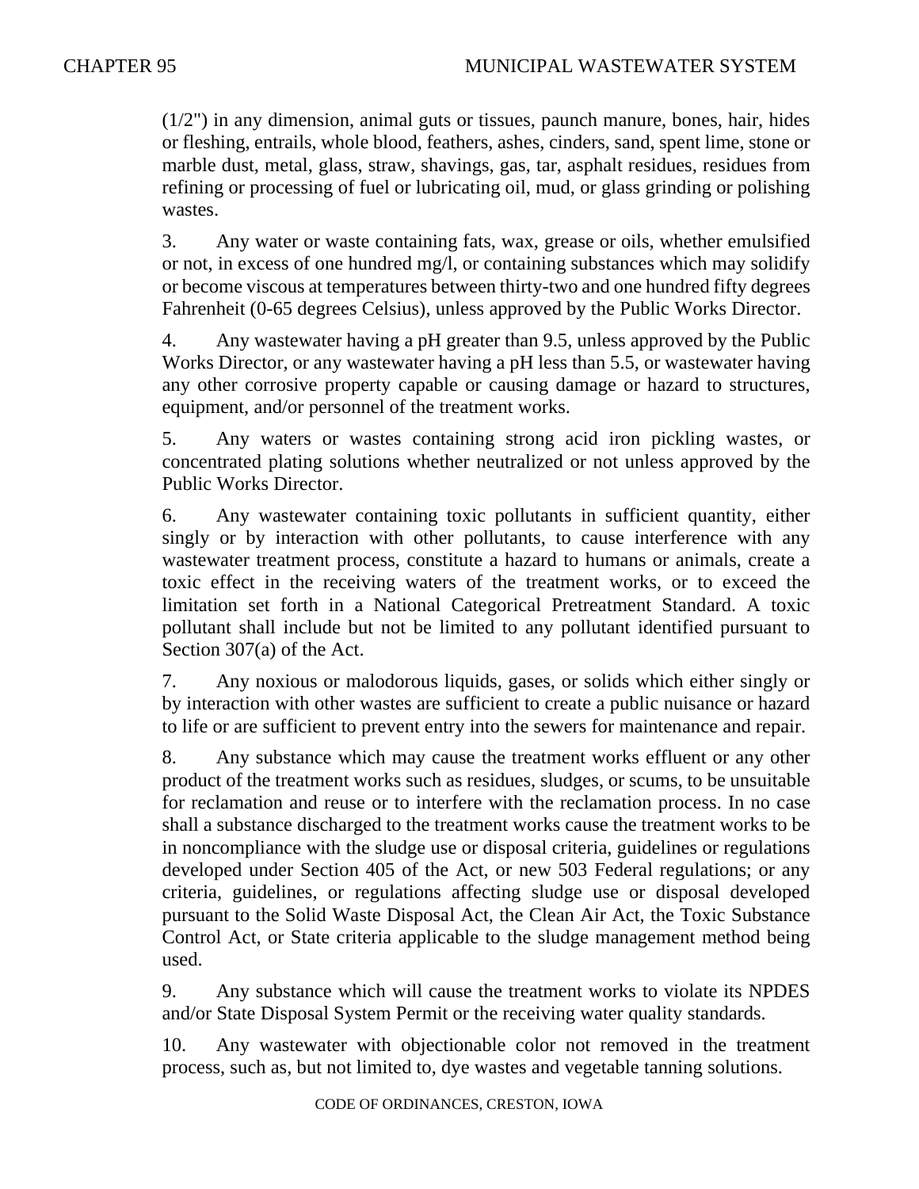(1/2") in any dimension, animal guts or tissues, paunch manure, bones, hair, hides or fleshing, entrails, whole blood, feathers, ashes, cinders, sand, spent lime, stone or marble dust, metal, glass, straw, shavings, gas, tar, asphalt residues, residues from refining or processing of fuel or lubricating oil, mud, or glass grinding or polishing wastes.

3. Any water or waste containing fats, wax, grease or oils, whether emulsified or not, in excess of one hundred mg/l, or containing substances which may solidify or become viscous at temperatures between thirty-two and one hundred fifty degrees Fahrenheit (0-65 degrees Celsius), unless approved by the Public Works Director.

4. Any wastewater having a pH greater than 9.5, unless approved by the Public Works Director, or any wastewater having a pH less than 5.5, or wastewater having any other corrosive property capable or causing damage or hazard to structures, equipment, and/or personnel of the treatment works.

5. Any waters or wastes containing strong acid iron pickling wastes, or concentrated plating solutions whether neutralized or not unless approved by the Public Works Director.

6. Any wastewater containing toxic pollutants in sufficient quantity, either singly or by interaction with other pollutants, to cause interference with any wastewater treatment process, constitute a hazard to humans or animals, create a toxic effect in the receiving waters of the treatment works, or to exceed the limitation set forth in a National Categorical Pretreatment Standard. A toxic pollutant shall include but not be limited to any pollutant identified pursuant to Section 307(a) of the Act.

7. Any noxious or malodorous liquids, gases, or solids which either singly or by interaction with other wastes are sufficient to create a public nuisance or hazard to life or are sufficient to prevent entry into the sewers for maintenance and repair.

8. Any substance which may cause the treatment works effluent or any other product of the treatment works such as residues, sludges, or scums, to be unsuitable for reclamation and reuse or to interfere with the reclamation process. In no case shall a substance discharged to the treatment works cause the treatment works to be in noncompliance with the sludge use or disposal criteria, guidelines or regulations developed under Section 405 of the Act, or new 503 Federal regulations; or any criteria, guidelines, or regulations affecting sludge use or disposal developed pursuant to the Solid Waste Disposal Act, the Clean Air Act, the Toxic Substance Control Act, or State criteria applicable to the sludge management method being used.

9. Any substance which will cause the treatment works to violate its NPDES and/or State Disposal System Permit or the receiving water quality standards.

10. Any wastewater with objectionable color not removed in the treatment process, such as, but not limited to, dye wastes and vegetable tanning solutions.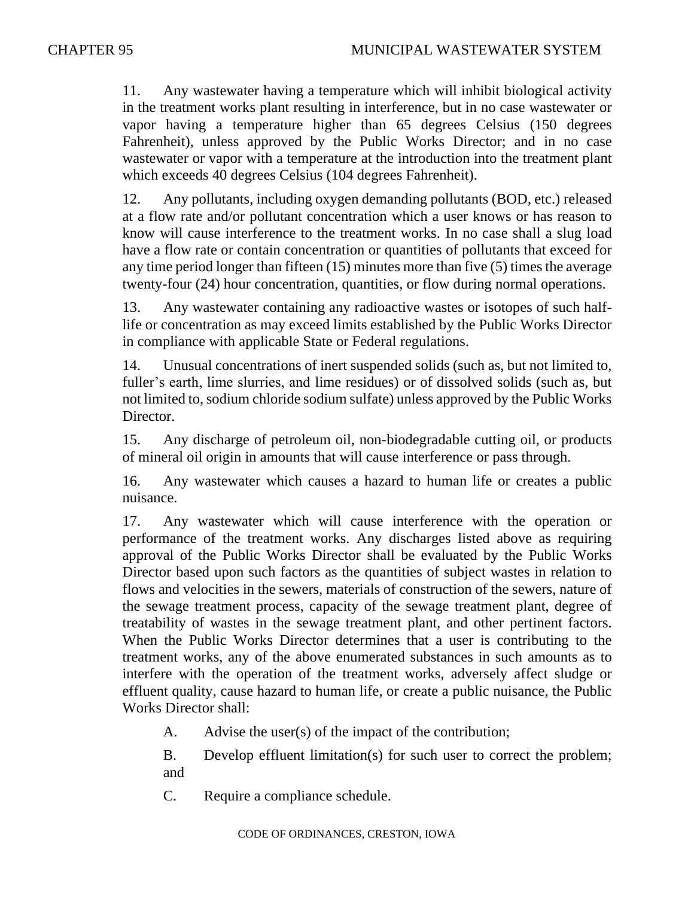11. Any wastewater having a temperature which will inhibit biological activity in the treatment works plant resulting in interference, but in no case wastewater or vapor having a temperature higher than 65 degrees Celsius (150 degrees Fahrenheit), unless approved by the Public Works Director; and in no case wastewater or vapor with a temperature at the introduction into the treatment plant which exceeds 40 degrees Celsius (104 degrees Fahrenheit).

12. Any pollutants, including oxygen demanding pollutants (BOD, etc.) released at a flow rate and/or pollutant concentration which a user knows or has reason to know will cause interference to the treatment works. In no case shall a slug load have a flow rate or contain concentration or quantities of pollutants that exceed for any time period longer than fifteen (15) minutes more than five (5) times the average twenty-four (24) hour concentration, quantities, or flow during normal operations.

13. Any wastewater containing any radioactive wastes or isotopes of such half-life or concentration as may exceed limits established by the Public Works Director in compliance with applicable State or Federal regulations.

14. Unusual concentrations of inert suspended solids (such as, but not limited to, fuller's earth, lime slurries, and lime residues) or of dissolved solids (such as, but not limited to, sodium chloride sodium sulfate) unless approved by the Public Works Director.

15. Any discharge of petroleum oil, non-biodegradable cutting oil, or products of mineral oil origin in amounts that will cause interference or pass through.

16. Any wastewater which causes a hazard to human life or creates a public nuisance.

17. Any wastewater which will cause interference with the operation or performance of the treatment works. Any discharges listed above as requiring approval of the Public Works Director shall be evaluated by the Public Works Director based upon such factors as the quantities of subject wastes in relation to flows and velocities in the sewers, materials of construction of the sewers, nature of the sewage treatment process, capacity of the sewage treatment plant, degree of treatability of wastes in the sewage treatment plant, and other pertinent factors. When the Public Works Director determines that a user is contributing to the treatment works, any of the above enumerated substances in such amounts as to interfere with the operation of the treatment works, adversely affect sludge or effluent quality, cause hazard to human life, or create a public nuisance, the Public Works Director shall:

   A. Advise the user(s) of the impact of the contribution;

   B. Develop effluent limitation(s) for such user to correct the problem; and

   C. Require a compliance schedule.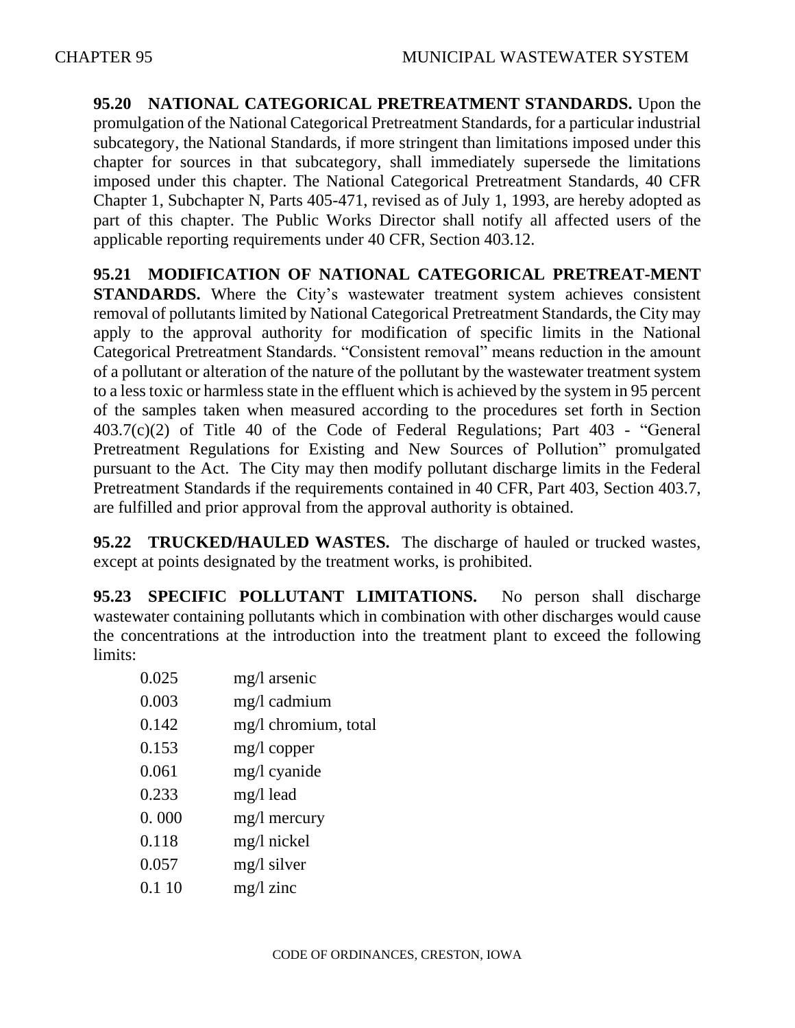**95.20 NATIONAL CATEGORICAL PRETREATMENT STANDARDS.** Upon the promulgation of the National Categorical Pretreatment Standards, for a particular industrial subcategory, the National Standards, if more stringent than limitations imposed under this chapter for sources in that subcategory, shall immediately supersede the limitations imposed under this chapter. The National Categorical Pretreatment Standards, 40 CFR Chapter 1, Subchapter N, Parts 405-471, revised as of July 1, 1993, are hereby adopted as part of this chapter. The Public Works Director shall notify all affected users of the applicable reporting requirements under 40 CFR, Section 403.12.

**95.21 MODIFICATION OF NATIONAL CATEGORICAL PRETREAT-MENT STANDARDS.** Where the City's wastewater treatment system achieves consistent removal of pollutants limited by National Categorical Pretreatment Standards, the City may apply to the approval authority for modification of specific limits in the National Categorical Pretreatment Standards. "Consistent removal" means reduction in the amount of a pollutant or alteration of the nature of the pollutant by the wastewater treatment system to a less toxic or harmless state in the effluent which is achieved by the system in 95 percent of the samples taken when measured according to the procedures set forth in Section 403.7(c)(2) of Title 40 of the Code of Federal Regulations; Part 403 - "General Pretreatment Regulations for Existing and New Sources of Pollution" promulgated pursuant to the Act. The City may then modify pollutant discharge limits in the Federal Pretreatment Standards if the requirements contained in 40 CFR, Part 403, Section 403.7, are fulfilled and prior approval from the approval authority is obtained.

**95.22 TRUCKED/HAULED WASTES.** The discharge of hauled or trucked wastes, except at points designated by the treatment works, is prohibited.

**95.23 SPECIFIC POLLUTANT LIMITATIONS.** No person shall discharge wastewater containing pollutants which in combination with other discharges would cause the concentrations at the introduction into the treatment plant to exceed the following limits:

| | |
|---|---|
| 0.025 | mg/l arsenic |
| 0.003 | mg/l cadmium |
| 0.142 | mg/l chromium, total |
| 0.153 | mg/l copper |
| 0.061 | mg/l cyanide |
| 0.233 | mg/l lead |
| 0. 000 | mg/l mercury |
| 0.118 | mg/l nickel |
| 0.057 | mg/l silver |
| 0.1 10 | mg/l zinc |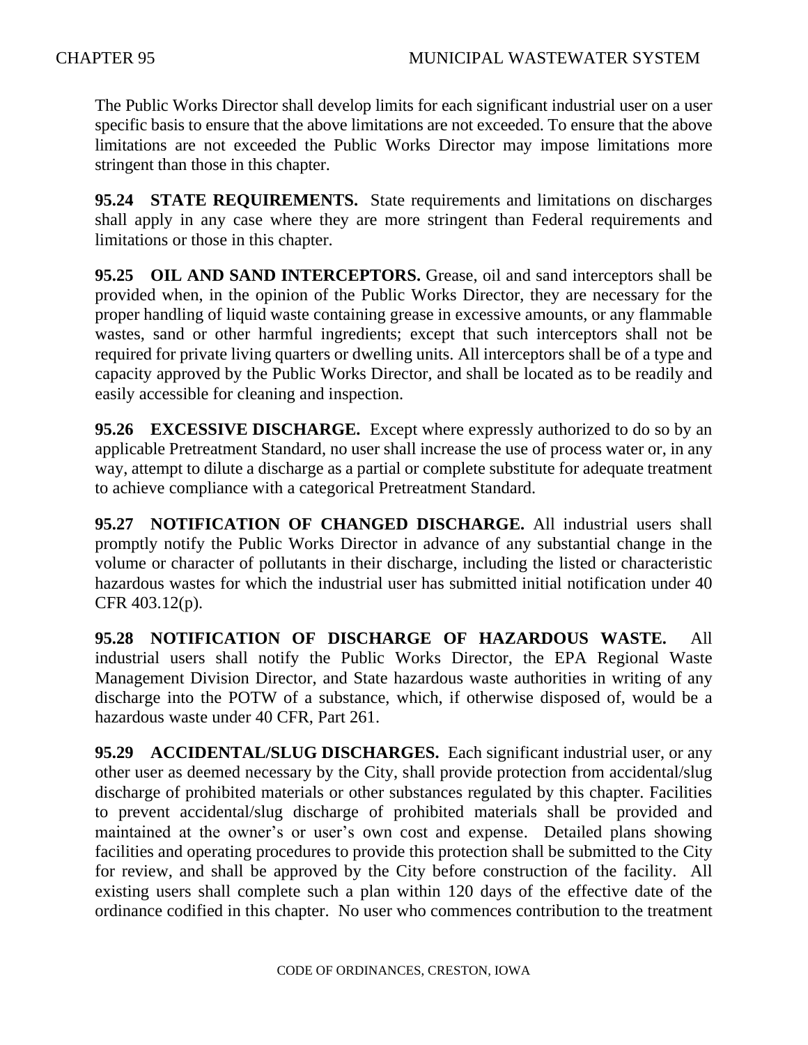The Public Works Director shall develop limits for each significant industrial user on a user specific basis to ensure that the above limitations are not exceeded. To ensure that the above limitations are not exceeded the Public Works Director may impose limitations more stringent than those in this chapter.

**95.24 STATE REQUIREMENTS.** State requirements and limitations on discharges shall apply in any case where they are more stringent than Federal requirements and limitations or those in this chapter.

**95.25 OIL AND SAND INTERCEPTORS.** Grease, oil and sand interceptors shall be provided when, in the opinion of the Public Works Director, they are necessary for the proper handling of liquid waste containing grease in excessive amounts, or any flammable wastes, sand or other harmful ingredients; except that such interceptors shall not be required for private living quarters or dwelling units. All interceptors shall be of a type and capacity approved by the Public Works Director, and shall be located as to be readily and easily accessible for cleaning and inspection.

**95.26 EXCESSIVE DISCHARGE.** Except where expressly authorized to do so by an applicable Pretreatment Standard, no user shall increase the use of process water or, in any way, attempt to dilute a discharge as a partial or complete substitute for adequate treatment to achieve compliance with a categorical Pretreatment Standard.

**95.27 NOTIFICATION OF CHANGED DISCHARGE.** All industrial users shall promptly notify the Public Works Director in advance of any substantial change in the volume or character of pollutants in their discharge, including the listed or characteristic hazardous wastes for which the industrial user has submitted initial notification under 40 CFR 403.12(p).

**95.28 NOTIFICATION OF DISCHARGE OF HAZARDOUS WASTE.** All industrial users shall notify the Public Works Director, the EPA Regional Waste Management Division Director, and State hazardous waste authorities in writing of any discharge into the POTW of a substance, which, if otherwise disposed of, would be a hazardous waste under 40 CFR, Part 261.

**95.29 ACCIDENTAL/SLUG DISCHARGES.** Each significant industrial user, or any other user as deemed necessary by the City, shall provide protection from accidental/slug discharge of prohibited materials or other substances regulated by this chapter. Facilities to prevent accidental/slug discharge of prohibited materials shall be provided and maintained at the owner's or user's own cost and expense. Detailed plans showing facilities and operating procedures to provide this protection shall be submitted to the City for review, and shall be approved by the City before construction of the facility. All existing users shall complete such a plan within 120 days of the effective date of the ordinance codified in this chapter. No user who commences contribution to the treatment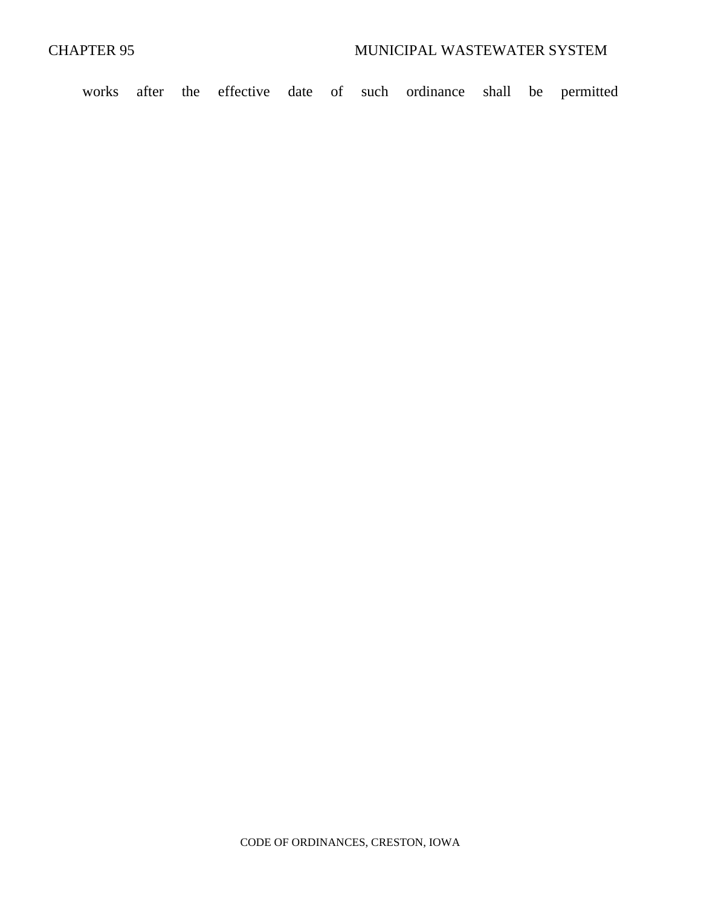works after the effective date of such ordinance shall be permitted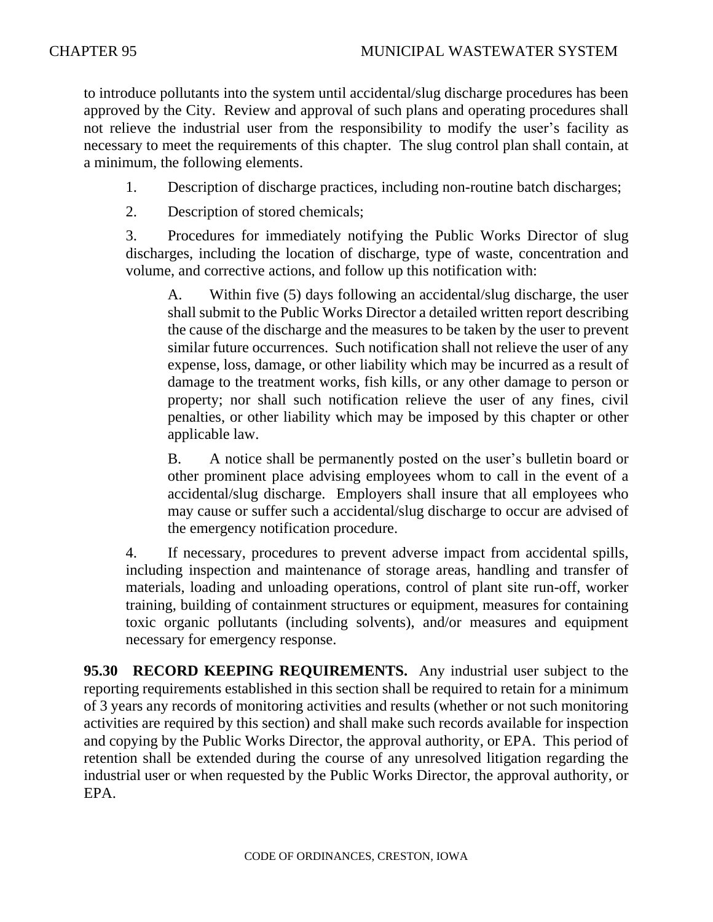to introduce pollutants into the system until accidental/slug discharge procedures has been approved by the City. Review and approval of such plans and operating procedures shall not relieve the industrial user from the responsibility to modify the user's facility as necessary to meet the requirements of this chapter. The slug control plan shall contain, at a minimum, the following elements.

1. Description of discharge practices, including non-routine batch discharges;

2. Description of stored chemicals;

3. Procedures for immediately notifying the Public Works Director of slug discharges, including the location of discharge, type of waste, concentration and volume, and corrective actions, and follow up this notification with:

   A. Within five (5) days following an accidental/slug discharge, the user shall submit to the Public Works Director a detailed written report describing the cause of the discharge and the measures to be taken by the user to prevent similar future occurrences. Such notification shall not relieve the user of any expense, loss, damage, or other liability which may be incurred as a result of damage to the treatment works, fish kills, or any other damage to person or property; nor shall such notification relieve the user of any fines, civil penalties, or other liability which may be imposed by this chapter or other applicable law.

   B. A notice shall be permanently posted on the user's bulletin board or other prominent place advising employees whom to call in the event of a accidental/slug discharge. Employers shall insure that all employees who may cause or suffer such a accidental/slug discharge to occur are advised of the emergency notification procedure.

4. If necessary, procedures to prevent adverse impact from accidental spills, including inspection and maintenance of storage areas, handling and transfer of materials, loading and unloading operations, control of plant site run-off, worker training, building of containment structures or equipment, measures for containing toxic organic pollutants (including solvents), and/or measures and equipment necessary for emergency response.

**95.30 RECORD KEEPING REQUIREMENTS.** Any industrial user subject to the reporting requirements established in this section shall be required to retain for a minimum of 3 years any records of monitoring activities and results (whether or not such monitoring activities are required by this section) and shall make such records available for inspection and copying by the Public Works Director, the approval authority, or EPA. This period of retention shall be extended during the course of any unresolved litigation regarding the industrial user or when requested by the Public Works Director, the approval authority, or EPA.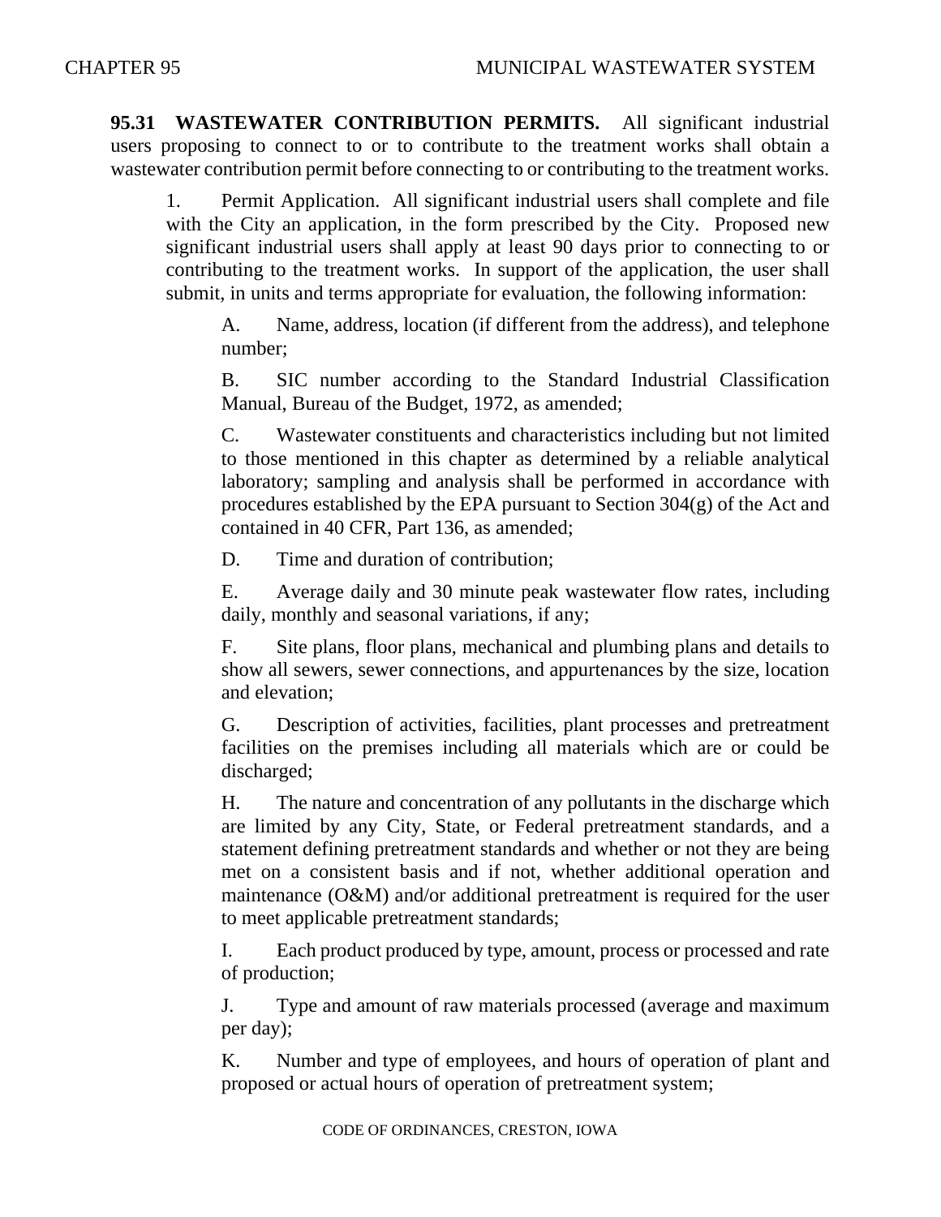**95.31 WASTEWATER CONTRIBUTION PERMITS.** All significant industrial users proposing to connect to or to contribute to the treatment works shall obtain a wastewater contribution permit before connecting to or contributing to the treatment works.

1. Permit Application. All significant industrial users shall complete and file with the City an application, in the form prescribed by the City. Proposed new significant industrial users shall apply at least 90 days prior to connecting to or contributing to the treatment works. In support of the application, the user shall submit, in units and terms appropriate for evaluation, the following information:

   A. Name, address, location (if different from the address), and telephone number;

   B. SIC number according to the Standard Industrial Classification Manual, Bureau of the Budget, 1972, as amended;

   C. Wastewater constituents and characteristics including but not limited to those mentioned in this chapter as determined by a reliable analytical laboratory; sampling and analysis shall be performed in accordance with procedures established by the EPA pursuant to Section 304(g) of the Act and contained in 40 CFR, Part 136, as amended;

   D. Time and duration of contribution;

   E. Average daily and 30 minute peak wastewater flow rates, including daily, monthly and seasonal variations, if any;

   F. Site plans, floor plans, mechanical and plumbing plans and details to show all sewers, sewer connections, and appurtenances by the size, location and elevation;

   G. Description of activities, facilities, plant processes and pretreatment facilities on the premises including all materials which are or could be discharged;

   H. The nature and concentration of any pollutants in the discharge which are limited by any City, State, or Federal pretreatment standards, and a statement defining pretreatment standards and whether or not they are being met on a consistent basis and if not, whether additional operation and maintenance (O&M) and/or additional pretreatment is required for the user to meet applicable pretreatment standards;

   I. Each product produced by type, amount, process or processed and rate of production;

   J. Type and amount of raw materials processed (average and maximum per day);

   K. Number and type of employees, and hours of operation of plant and proposed or actual hours of operation of pretreatment system;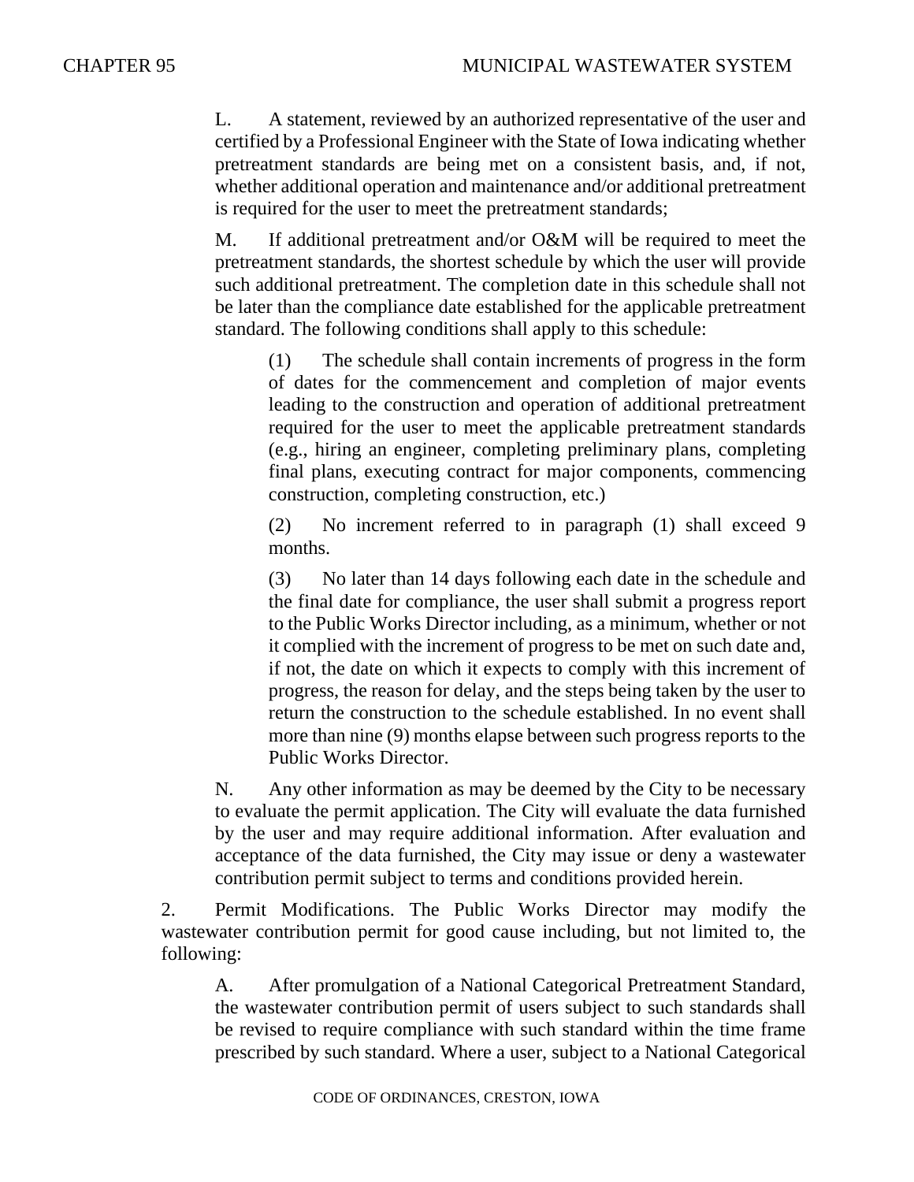L. A statement, reviewed by an authorized representative of the user and certified by a Professional Engineer with the State of Iowa indicating whether pretreatment standards are being met on a consistent basis, and, if not, whether additional operation and maintenance and/or additional pretreatment is required for the user to meet the pretreatment standards;

M. If additional pretreatment and/or O&M will be required to meet the pretreatment standards, the shortest schedule by which the user will provide such additional pretreatment. The completion date in this schedule shall not be later than the compliance date established for the applicable pretreatment standard. The following conditions shall apply to this schedule:

(1) The schedule shall contain increments of progress in the form of dates for the commencement and completion of major events leading to the construction and operation of additional pretreatment required for the user to meet the applicable pretreatment standards (e.g., hiring an engineer, completing preliminary plans, completing final plans, executing contract for major components, commencing construction, completing construction, etc.)

(2) No increment referred to in paragraph (1) shall exceed 9 months.

(3) No later than 14 days following each date in the schedule and the final date for compliance, the user shall submit a progress report to the Public Works Director including, as a minimum, whether or not it complied with the increment of progress to be met on such date and, if not, the date on which it expects to comply with this increment of progress, the reason for delay, and the steps being taken by the user to return the construction to the schedule established. In no event shall more than nine (9) months elapse between such progress reports to the Public Works Director.

N. Any other information as may be deemed by the City to be necessary to evaluate the permit application. The City will evaluate the data furnished by the user and may require additional information. After evaluation and acceptance of the data furnished, the City may issue or deny a wastewater contribution permit subject to terms and conditions provided herein.

2. Permit Modifications. The Public Works Director may modify the wastewater contribution permit for good cause including, but not limited to, the following:

A. After promulgation of a National Categorical Pretreatment Standard, the wastewater contribution permit of users subject to such standards shall be revised to require compliance with such standard within the time frame prescribed by such standard. Where a user, subject to a National Categorical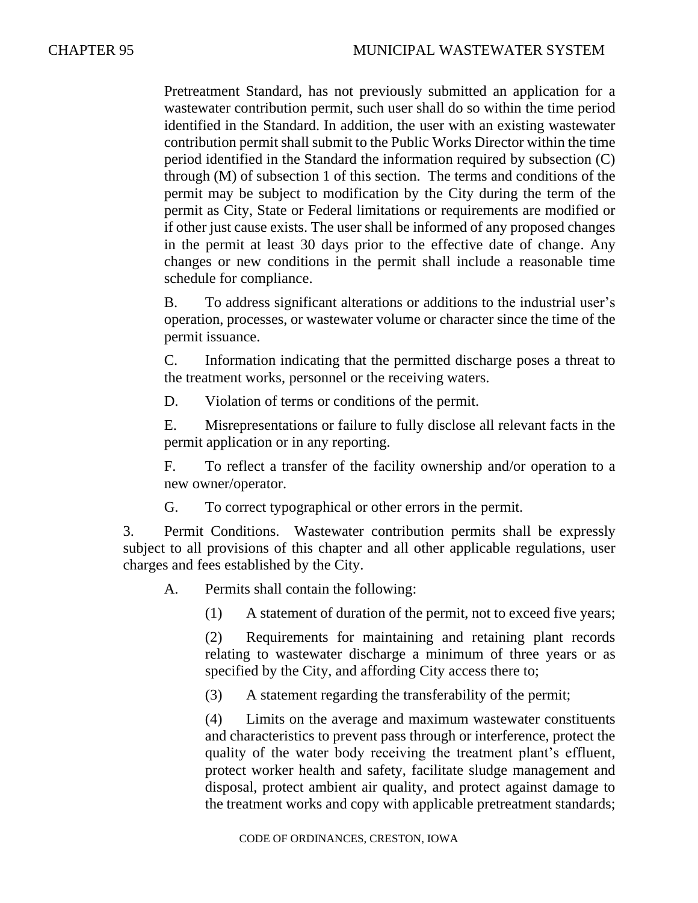Pretreatment Standard, has not previously submitted an application for a wastewater contribution permit, such user shall do so within the time period identified in the Standard. In addition, the user with an existing wastewater contribution permit shall submit to the Public Works Director within the time period identified in the Standard the information required by subsection (C) through (M) of subsection 1 of this section. The terms and conditions of the permit may be subject to modification by the City during the term of the permit as City, State or Federal limitations or requirements are modified or if other just cause exists. The user shall be informed of any proposed changes in the permit at least 30 days prior to the effective date of change. Any changes or new conditions in the permit shall include a reasonable time schedule for compliance.

B. To address significant alterations or additions to the industrial user's operation, processes, or wastewater volume or character since the time of the permit issuance.

C. Information indicating that the permitted discharge poses a threat to the treatment works, personnel or the receiving waters.

D. Violation of terms or conditions of the permit.

E. Misrepresentations or failure to fully disclose all relevant facts in the permit application or in any reporting.

F. To reflect a transfer of the facility ownership and/or operation to a new owner/operator.

G. To correct typographical or other errors in the permit.

3. Permit Conditions. Wastewater contribution permits shall be expressly subject to all provisions of this chapter and all other applicable regulations, user charges and fees established by the City.

A. Permits shall contain the following:

(1) A statement of duration of the permit, not to exceed five years;

(2) Requirements for maintaining and retaining plant records relating to wastewater discharge a minimum of three years or as specified by the City, and affording City access there to;

(3) A statement regarding the transferability of the permit;

(4) Limits on the average and maximum wastewater constituents and characteristics to prevent pass through or interference, protect the quality of the water body receiving the treatment plant's effluent, protect worker health and safety, facilitate sludge management and disposal, protect ambient air quality, and protect against damage to the treatment works and copy with applicable pretreatment standards;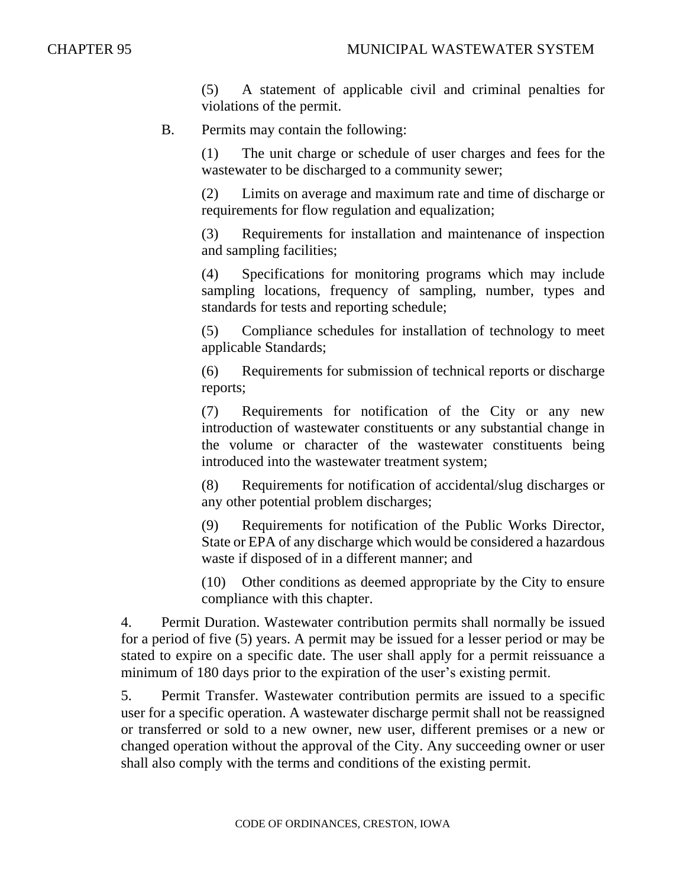(5) A statement of applicable civil and criminal penalties for violations of the permit.

B. Permits may contain the following:

(1) The unit charge or schedule of user charges and fees for the wastewater to be discharged to a community sewer;

(2) Limits on average and maximum rate and time of discharge or requirements for flow regulation and equalization;

(3) Requirements for installation and maintenance of inspection and sampling facilities;

(4) Specifications for monitoring programs which may include sampling locations, frequency of sampling, number, types and standards for tests and reporting schedule;

(5) Compliance schedules for installation of technology to meet applicable Standards;

(6) Requirements for submission of technical reports or discharge reports;

(7) Requirements for notification of the City or any new introduction of wastewater constituents or any substantial change in the volume or character of the wastewater constituents being introduced into the wastewater treatment system;

(8) Requirements for notification of accidental/slug discharges or any other potential problem discharges;

(9) Requirements for notification of the Public Works Director, State or EPA of any discharge which would be considered a hazardous waste if disposed of in a different manner; and

(10) Other conditions as deemed appropriate by the City to ensure compliance with this chapter.

4. Permit Duration. Wastewater contribution permits shall normally be issued for a period of five (5) years. A permit may be issued for a lesser period or may be stated to expire on a specific date. The user shall apply for a permit reissuance a minimum of 180 days prior to the expiration of the user's existing permit.

5. Permit Transfer. Wastewater contribution permits are issued to a specific user for a specific operation. A wastewater discharge permit shall not be reassigned or transferred or sold to a new owner, new user, different premises or a new or changed operation without the approval of the City. Any succeeding owner or user shall also comply with the terms and conditions of the existing permit.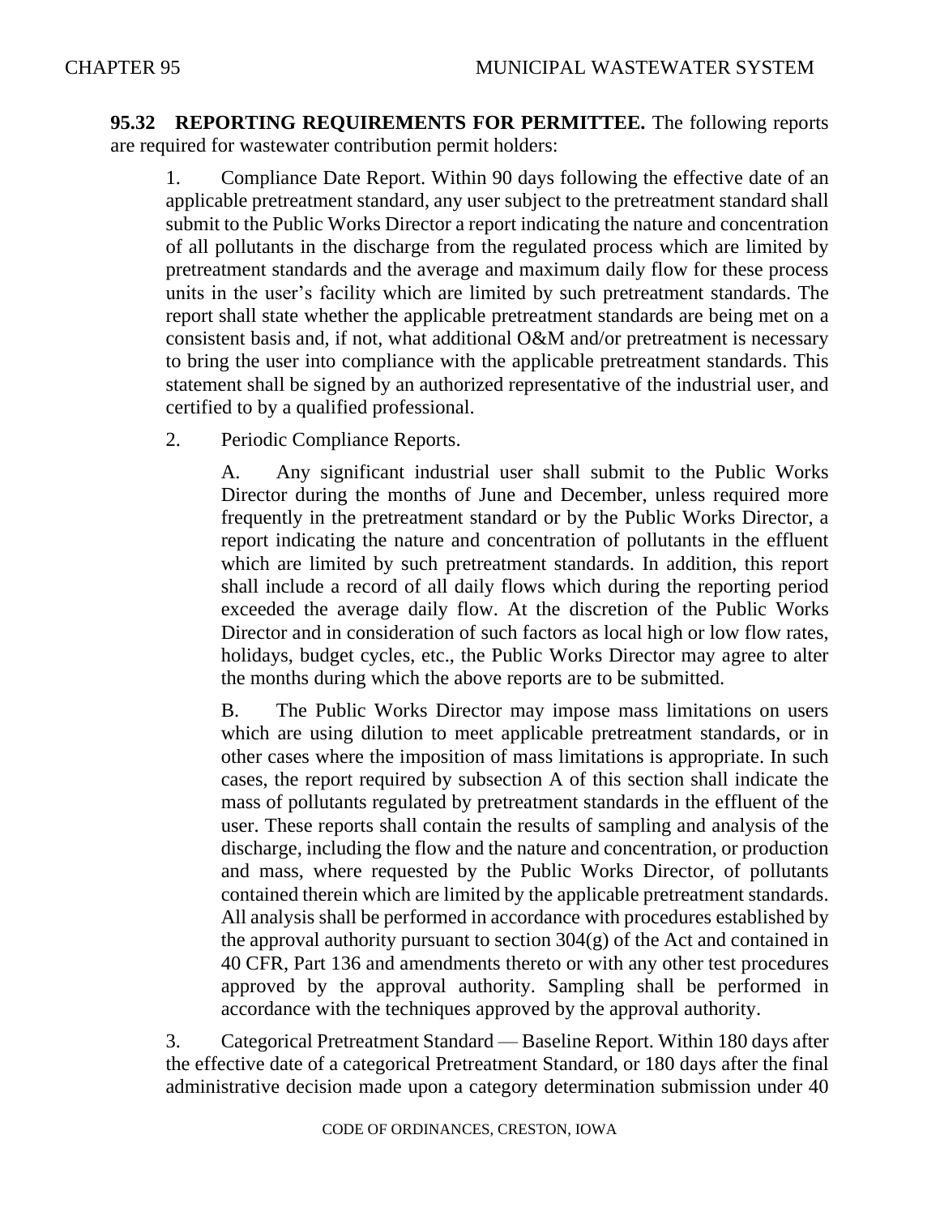**95.32 REPORTING REQUIREMENTS FOR PERMITTEE.** The following reports are required for wastewater contribution permit holders:

1. Compliance Date Report. Within 90 days following the effective date of an applicable pretreatment standard, any user subject to the pretreatment standard shall submit to the Public Works Director a report indicating the nature and concentration of all pollutants in the discharge from the regulated process which are limited by pretreatment standards and the average and maximum daily flow for these process units in the user's facility which are limited by such pretreatment standards. The report shall state whether the applicable pretreatment standards are being met on a consistent basis and, if not, what additional O&M and/or pretreatment is necessary to bring the user into compliance with the applicable pretreatment standards. This statement shall be signed by an authorized representative of the industrial user, and certified to by a qualified professional.

2. Periodic Compliance Reports.

   A. Any significant industrial user shall submit to the Public Works Director during the months of June and December, unless required more frequently in the pretreatment standard or by the Public Works Director, a report indicating the nature and concentration of pollutants in the effluent which are limited by such pretreatment standards. In addition, this report shall include a record of all daily flows which during the reporting period exceeded the average daily flow. At the discretion of the Public Works Director and in consideration of such factors as local high or low flow rates, holidays, budget cycles, etc., the Public Works Director may agree to alter the months during which the above reports are to be submitted.

   B. The Public Works Director may impose mass limitations on users which are using dilution to meet applicable pretreatment standards, or in other cases where the imposition of mass limitations is appropriate. In such cases, the report required by subsection A of this section shall indicate the mass of pollutants regulated by pretreatment standards in the effluent of the user. These reports shall contain the results of sampling and analysis of the discharge, including the flow and the nature and concentration, or production and mass, where requested by the Public Works Director, of pollutants contained therein which are limited by the applicable pretreatment standards. All analysis shall be performed in accordance with procedures established by the approval authority pursuant to section 304(g) of the Act and contained in 40 CFR, Part 136 and amendments thereto or with any other test procedures approved by the approval authority. Sampling shall be performed in accordance with the techniques approved by the approval authority.

3. Categorical Pretreatment Standard — Baseline Report. Within 180 days after the effective date of a categorical Pretreatment Standard, or 180 days after the final administrative decision made upon a category determination submission under 40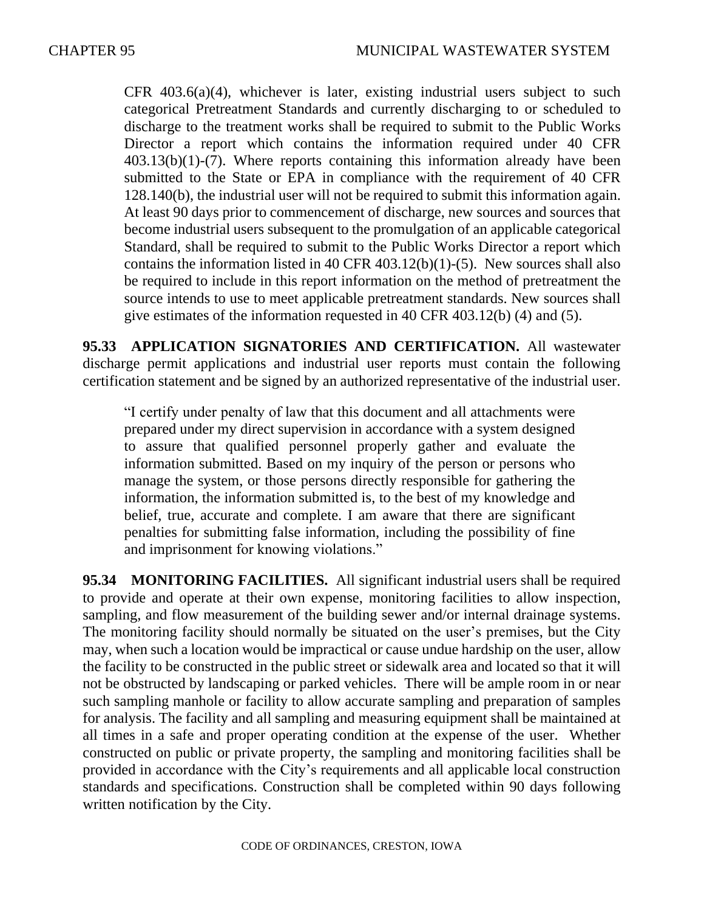CFR 403.6(a)(4), whichever is later, existing industrial users subject to such categorical Pretreatment Standards and currently discharging to or scheduled to discharge to the treatment works shall be required to submit to the Public Works Director a report which contains the information required under 40 CFR 403.13(b)(1)-(7). Where reports containing this information already have been submitted to the State or EPA in compliance with the requirement of 40 CFR 128.140(b), the industrial user will not be required to submit this information again. At least 90 days prior to commencement of discharge, new sources and sources that become industrial users subsequent to the promulgation of an applicable categorical Standard, shall be required to submit to the Public Works Director a report which contains the information listed in 40 CFR 403.12(b)(1)-(5). New sources shall also be required to include in this report information on the method of pretreatment the source intends to use to meet applicable pretreatment standards. New sources shall give estimates of the information requested in 40 CFR 403.12(b) (4) and (5).

**95.33 APPLICATION SIGNATORIES AND CERTIFICATION.** All wastewater discharge permit applications and industrial user reports must contain the following certification statement and be signed by an authorized representative of the industrial user.

> "I certify under penalty of law that this document and all attachments were prepared under my direct supervision in accordance with a system designed to assure that qualified personnel properly gather and evaluate the information submitted. Based on my inquiry of the person or persons who manage the system, or those persons directly responsible for gathering the information, the information submitted is, to the best of my knowledge and belief, true, accurate and complete. I am aware that there are significant penalties for submitting false information, including the possibility of fine and imprisonment for knowing violations."

**95.34 MONITORING FACILITIES.** All significant industrial users shall be required to provide and operate at their own expense, monitoring facilities to allow inspection, sampling, and flow measurement of the building sewer and/or internal drainage systems. The monitoring facility should normally be situated on the user's premises, but the City may, when such a location would be impractical or cause undue hardship on the user, allow the facility to be constructed in the public street or sidewalk area and located so that it will not be obstructed by landscaping or parked vehicles. There will be ample room in or near such sampling manhole or facility to allow accurate sampling and preparation of samples for analysis. The facility and all sampling and measuring equipment shall be maintained at all times in a safe and proper operating condition at the expense of the user. Whether constructed on public or private property, the sampling and monitoring facilities shall be provided in accordance with the City's requirements and all applicable local construction standards and specifications. Construction shall be completed within 90 days following written notification by the City.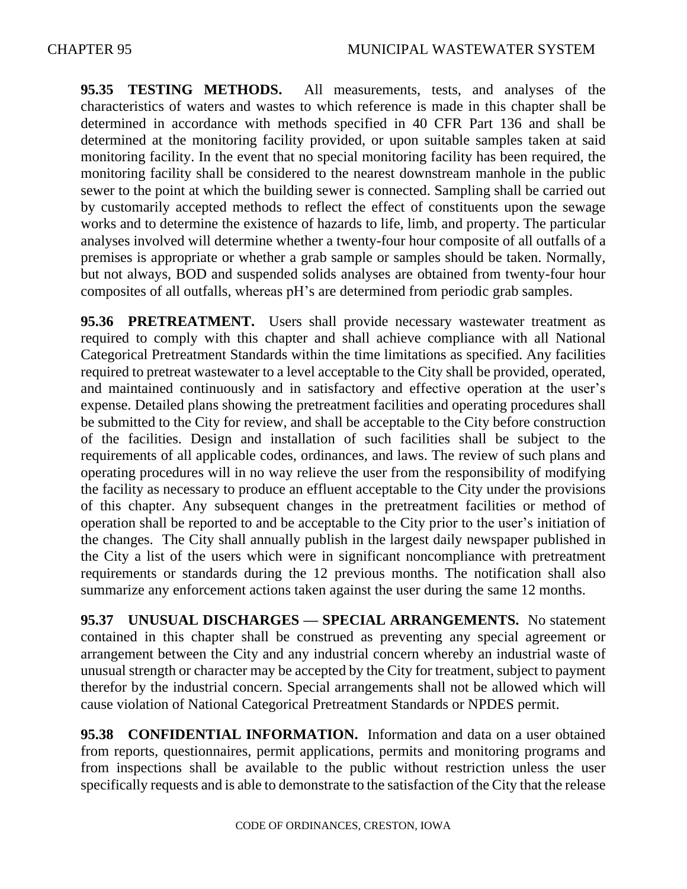**95.35 TESTING METHODS.** All measurements, tests, and analyses of the characteristics of waters and wastes to which reference is made in this chapter shall be determined in accordance with methods specified in 40 CFR Part 136 and shall be determined at the monitoring facility provided, or upon suitable samples taken at said monitoring facility. In the event that no special monitoring facility has been required, the monitoring facility shall be considered to the nearest downstream manhole in the public sewer to the point at which the building sewer is connected. Sampling shall be carried out by customarily accepted methods to reflect the effect of constituents upon the sewage works and to determine the existence of hazards to life, limb, and property. The particular analyses involved will determine whether a twenty-four hour composite of all outfalls of a premises is appropriate or whether a grab sample or samples should be taken. Normally, but not always, BOD and suspended solids analyses are obtained from twenty-four hour composites of all outfalls, whereas pH's are determined from periodic grab samples.

**95.36 PRETREATMENT.** Users shall provide necessary wastewater treatment as required to comply with this chapter and shall achieve compliance with all National Categorical Pretreatment Standards within the time limitations as specified. Any facilities required to pretreat wastewater to a level acceptable to the City shall be provided, operated, and maintained continuously and in satisfactory and effective operation at the user's expense. Detailed plans showing the pretreatment facilities and operating procedures shall be submitted to the City for review, and shall be acceptable to the City before construction of the facilities. Design and installation of such facilities shall be subject to the requirements of all applicable codes, ordinances, and laws. The review of such plans and operating procedures will in no way relieve the user from the responsibility of modifying the facility as necessary to produce an effluent acceptable to the City under the provisions of this chapter. Any subsequent changes in the pretreatment facilities or method of operation shall be reported to and be acceptable to the City prior to the user's initiation of the changes. The City shall annually publish in the largest daily newspaper published in the City a list of the users which were in significant noncompliance with pretreatment requirements or standards during the 12 previous months. The notification shall also summarize any enforcement actions taken against the user during the same 12 months.

**95.37 UNUSUAL DISCHARGES — SPECIAL ARRANGEMENTS.** No statement contained in this chapter shall be construed as preventing any special agreement or arrangement between the City and any industrial concern whereby an industrial waste of unusual strength or character may be accepted by the City for treatment, subject to payment therefor by the industrial concern. Special arrangements shall not be allowed which will cause violation of National Categorical Pretreatment Standards or NPDES permit.

**95.38 CONFIDENTIAL INFORMATION.** Information and data on a user obtained from reports, questionnaires, permit applications, permits and monitoring programs and from inspections shall be available to the public without restriction unless the user specifically requests and is able to demonstrate to the satisfaction of the City that the release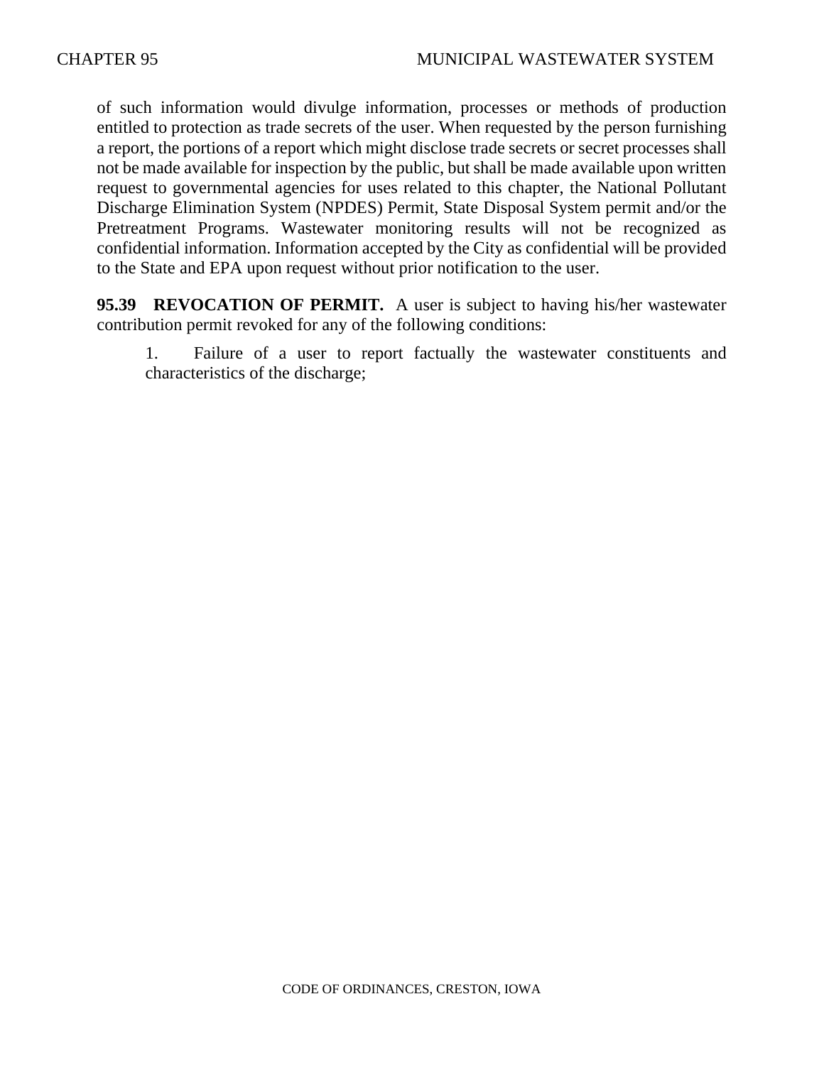of such information would divulge information, processes or methods of production entitled to protection as trade secrets of the user. When requested by the person furnishing a report, the portions of a report which might disclose trade secrets or secret processes shall not be made available for inspection by the public, but shall be made available upon written request to governmental agencies for uses related to this chapter, the National Pollutant Discharge Elimination System (NPDES) Permit, State Disposal System permit and/or the Pretreatment Programs. Wastewater monitoring results will not be recognized as confidential information. Information accepted by the City as confidential will be provided to the State and EPA upon request without prior notification to the user.

**95.39 REVOCATION OF PERMIT.** A user is subject to having his/her wastewater contribution permit revoked for any of the following conditions:

1. Failure of a user to report factually the wastewater constituents and characteristics of the discharge;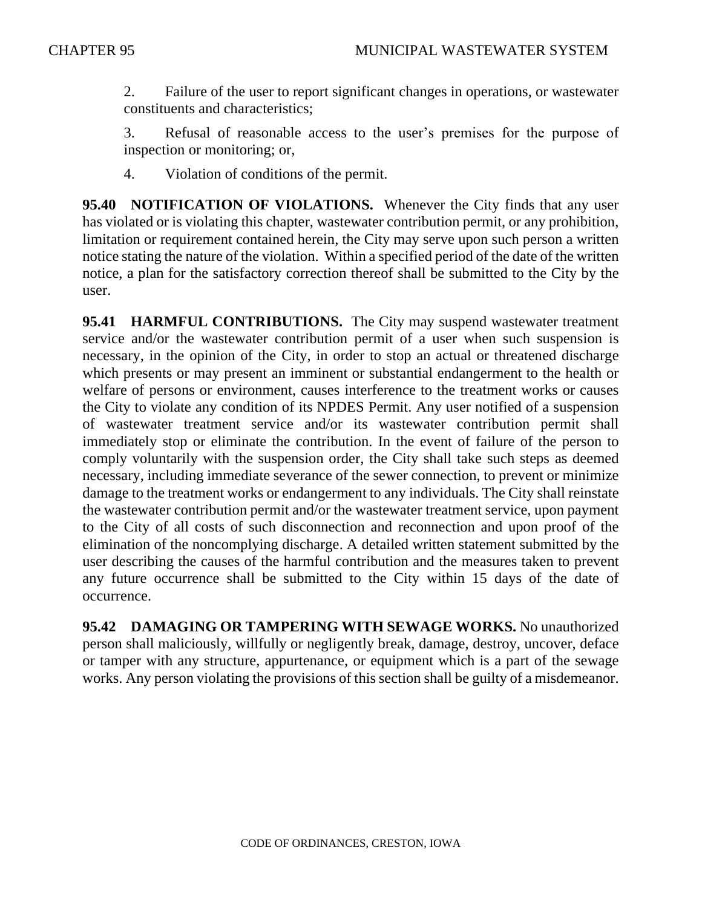2. Failure of the user to report significant changes in operations, or wastewater constituents and characteristics;

3. Refusal of reasonable access to the user's premises for the purpose of inspection or monitoring; or,

4. Violation of conditions of the permit.

**95.40 NOTIFICATION OF VIOLATIONS.** Whenever the City finds that any user has violated or is violating this chapter, wastewater contribution permit, or any prohibition, limitation or requirement contained herein, the City may serve upon such person a written notice stating the nature of the violation. Within a specified period of the date of the written notice, a plan for the satisfactory correction thereof shall be submitted to the City by the user.

**95.41 HARMFUL CONTRIBUTIONS.** The City may suspend wastewater treatment service and/or the wastewater contribution permit of a user when such suspension is necessary, in the opinion of the City, in order to stop an actual or threatened discharge which presents or may present an imminent or substantial endangerment to the health or welfare of persons or environment, causes interference to the treatment works or causes the City to violate any condition of its NPDES Permit. Any user notified of a suspension of wastewater treatment service and/or its wastewater contribution permit shall immediately stop or eliminate the contribution. In the event of failure of the person to comply voluntarily with the suspension order, the City shall take such steps as deemed necessary, including immediate severance of the sewer connection, to prevent or minimize damage to the treatment works or endangerment to any individuals. The City shall reinstate the wastewater contribution permit and/or the wastewater treatment service, upon payment to the City of all costs of such disconnection and reconnection and upon proof of the elimination of the noncomplying discharge. A detailed written statement submitted by the user describing the causes of the harmful contribution and the measures taken to prevent any future occurrence shall be submitted to the City within 15 days of the date of occurrence.

**95.42 DAMAGING OR TAMPERING WITH SEWAGE WORKS.** No unauthorized person shall maliciously, willfully or negligently break, damage, destroy, uncover, deface or tamper with any structure, appurtenance, or equipment which is a part of the sewage works. Any person violating the provisions of this section shall be guilty of a misdemeanor.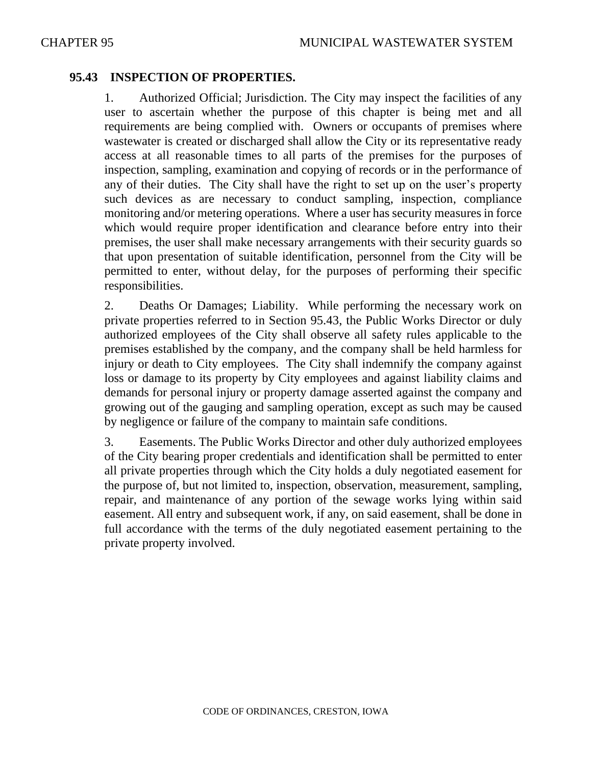## 95.43 INSPECTION OF PROPERTIES.

1. Authorized Official; Jurisdiction. The City may inspect the facilities of any user to ascertain whether the purpose of this chapter is being met and all requirements are being complied with. Owners or occupants of premises where wastewater is created or discharged shall allow the City or its representative ready access at all reasonable times to all parts of the premises for the purposes of inspection, sampling, examination and copying of records or in the performance of any of their duties. The City shall have the right to set up on the user's property such devices as are necessary to conduct sampling, inspection, compliance monitoring and/or metering operations. Where a user has security measures in force which would require proper identification and clearance before entry into their premises, the user shall make necessary arrangements with their security guards so that upon presentation of suitable identification, personnel from the City will be permitted to enter, without delay, for the purposes of performing their specific responsibilities.

2. Deaths Or Damages; Liability. While performing the necessary work on private properties referred to in Section 95.43, the Public Works Director or duly authorized employees of the City shall observe all safety rules applicable to the premises established by the company, and the company shall be held harmless for injury or death to City employees. The City shall indemnify the company against loss or damage to its property by City employees and against liability claims and demands for personal injury or property damage asserted against the company and growing out of the gauging and sampling operation, except as such may be caused by negligence or failure of the company to maintain safe conditions.

3. Easements. The Public Works Director and other duly authorized employees of the City bearing proper credentials and identification shall be permitted to enter all private properties through which the City holds a duly negotiated easement for the purpose of, but not limited to, inspection, observation, measurement, sampling, repair, and maintenance of any portion of the sewage works lying within said easement. All entry and subsequent work, if any, on said easement, shall be done in full accordance with the terms of the duly negotiated easement pertaining to the private property involved.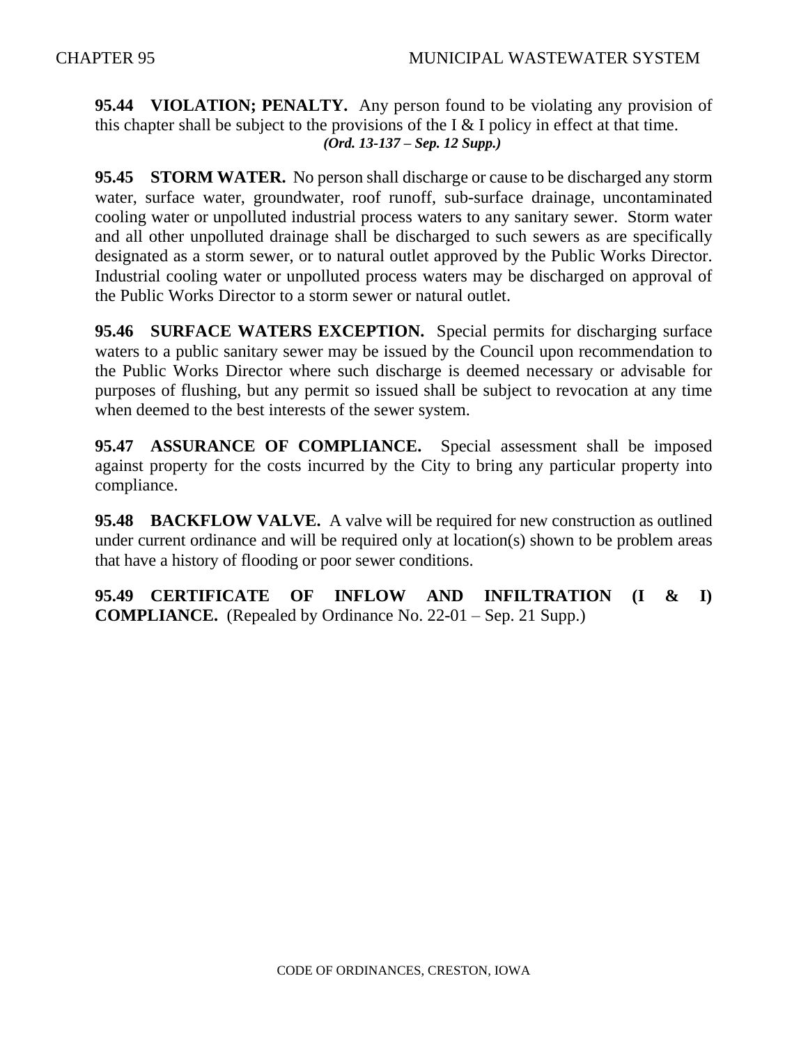**95.44 VIOLATION; PENALTY.** Any person found to be violating any provision of this chapter shall be subject to the provisions of the I & I policy in effect at that time.

***(Ord. 13-137 – Sep. 12 Supp.)***

**95.45 STORM WATER.** No person shall discharge or cause to be discharged any storm water, surface water, groundwater, roof runoff, sub-surface drainage, uncontaminated cooling water or unpolluted industrial process waters to any sanitary sewer. Storm water and all other unpolluted drainage shall be discharged to such sewers as are specifically designated as a storm sewer, or to natural outlet approved by the Public Works Director. Industrial cooling water or unpolluted process waters may be discharged on approval of the Public Works Director to a storm sewer or natural outlet.

**95.46 SURFACE WATERS EXCEPTION.** Special permits for discharging surface waters to a public sanitary sewer may be issued by the Council upon recommendation to the Public Works Director where such discharge is deemed necessary or advisable for purposes of flushing, but any permit so issued shall be subject to revocation at any time when deemed to the best interests of the sewer system.

**95.47 ASSURANCE OF COMPLIANCE.** Special assessment shall be imposed against property for the costs incurred by the City to bring any particular property into compliance.

**95.48 BACKFLOW VALVE.** A valve will be required for new construction as outlined under current ordinance and will be required only at location(s) shown to be problem areas that have a history of flooding or poor sewer conditions.

**95.49 CERTIFICATE OF INFLOW AND INFILTRATION (I & I) COMPLIANCE.** (Repealed by Ordinance No. 22-01 – Sep. 21 Supp.)